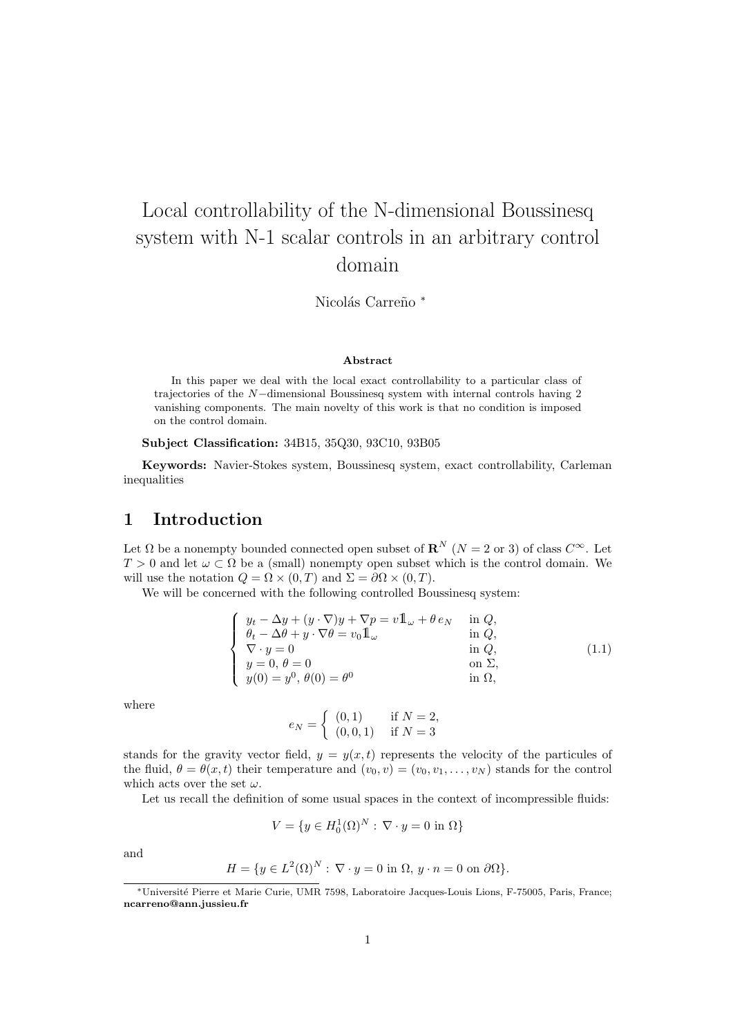# Local controllability of the N-dimensional Boussinesq system with N-1 scalar controls in an arbitrary control domain

Nicolás Carreño *

**Abstract**

In this paper we deal with the local exact controllability to a particular class of trajectories of the $N-$dimensional Boussinesq system with internal controls having 2 vanishing components. The main novelty of this work is that no condition is imposed on the control domain.

**Subject Classification:** 34B15, 35Q30, 93C10, 93B05

**Keywords:** Navier-Stokes system, Boussinesq system, exact controllability, Carleman inequalities

## 1 Introduction

Let $\Omega$ be a nonempty bounded connected open subset of $\mathbf{R}^N$ ($N = 2$ or $3$) of class $C^\infty$. Let $T > 0$ and let $\omega \subset \Omega$ be a (small) nonempty open subset which is the control domain. We will use the notation $Q = \Omega \times (0, T)$ and $\Sigma = \partial\Omega \times (0, T)$.

We will be concerned with the following controlled Boussinesq system:

$$
\left\{
\begin{array}{ll}
y_t - \Delta y + (y \cdot \nabla)y + \nabla p = v 1\!\!1_\omega + \theta \, e_N & \text{in } Q, \\
\theta_t - \Delta\theta + y \cdot \nabla\theta = v_0 1\!\!1_\omega & \text{in } Q, \\
\nabla \cdot y = 0 & \text{in } Q, \\
y = 0, \, \theta = 0 & \text{on } \Sigma, \\
y(0) = y^0, \, \theta(0) = \theta^0 & \text{in } \Omega,
\end{array}
\right.
\tag{1.1}
$$

where

$$
e_N = \left\{
\begin{array}{ll}
(0, 1) & \text{if } N = 2, \\
(0, 0, 1) & \text{if } N = 3
\end{array}
\right.
$$

stands for the gravity vector field, $y = y(x, t)$ represents the velocity of the particules of the fluid, $\theta = \theta(x, t)$ their temperature and $(v_0, v) = (v_0, v_1, \ldots, v_N)$ stands for the control which acts over the set $\omega$.

Let us recall the definition of some usual spaces in the context of incompressible fluids:

$$
V = \{y \in H_0^1(\Omega)^N : \nabla \cdot y = 0 \text{ in } \Omega\}
$$

and

$$
H = \{y \in L^2(\Omega)^N : \nabla \cdot y = 0 \text{ in } \Omega, \, y \cdot n = 0 \text{ on } \partial\Omega\}.
$$

*Université Pierre et Marie Curie, UMR 7598, Laboratoire Jacques-Louis Lions, F-75005, Paris, France; **ncarreno@ann.jussieu.fr**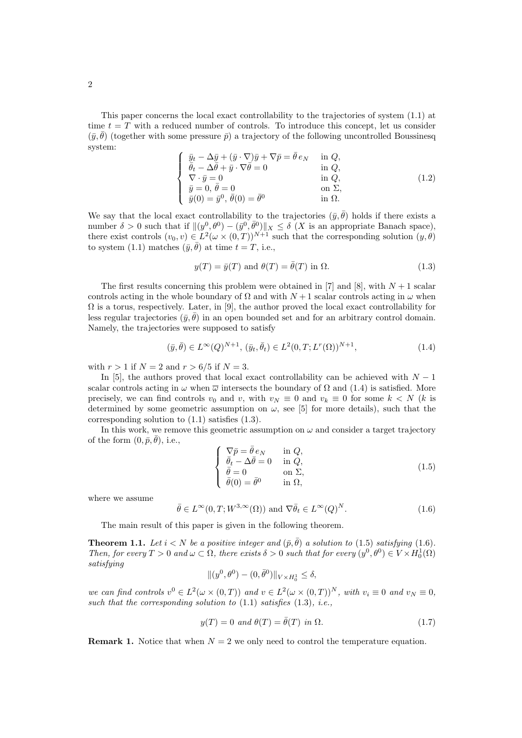This paper concerns the local exact controllability to the trajectories of system (1.1) at time $t = T$ with a reduced number of controls. To introduce this concept, let us consider $(\bar{y}, \bar{\theta})$ (together with some pressure $\bar{p}$) a trajectory of the following uncontrolled Boussinesq system:

$$
\left\{
\begin{array}{ll}
\bar{y}_t - \Delta \bar{y} + (\bar{y} \cdot \nabla)\bar{y} + \nabla \bar{p} = \bar{\theta}\, e_N & \text{in } Q, \\
\bar{\theta}_t - \Delta \bar{\theta} + \bar{y} \cdot \nabla \bar{\theta} = 0 & \text{in } Q, \\
\nabla \cdot \bar{y} = 0 & \text{in } Q, \\
\bar{y} = 0,\ \bar{\theta} = 0 & \text{on } \Sigma, \\
\bar{y}(0) = \bar{y}^0,\ \bar{\theta}(0) = \bar{\theta}^0 & \text{in } \Omega.
\end{array}
\right.
\tag{1.2}
$$

We say that the local exact controllability to the trajectories $(\bar{y}, \bar{\theta})$ holds if there exists a number $\delta > 0$ such that if $\|(y^0, \theta^0) - (\bar{y}^0, \bar{\theta}^0)\|_X \leq \delta$ ($X$ is an appropriate Banach space), there exist controls $(v_0, v) \in L^2(\omega \times (0,T))^{N+1}$ such that the corresponding solution $(y, \theta)$ to system (1.1) matches $(\bar{y}, \bar{\theta})$ at time $t = T$, i.e.,

$$
y(T) = \bar{y}(T) \text{ and } \theta(T) = \bar{\theta}(T) \text{ in } \Omega. \tag{1.3}
$$

The first results concerning this problem were obtained in [7] and [8], with $N+1$ scalar controls acting in the whole boundary of $\Omega$ and with $N+1$ scalar controls acting in $\omega$ when $\Omega$ is a torus, respectively. Later, in [9], the author proved the local exact controllability for less regular trajectories $(\bar{y}, \bar{\theta})$ in an open bounded set and for an arbitrary control domain. Namely, the trajectories were supposed to satisfy

$$
(\bar{y}, \bar{\theta}) \in L^\infty(Q)^{N+1},\ (\bar{y}_t, \bar{\theta}_t) \in L^2(0,T; L^r(\Omega))^{N+1}, \tag{1.4}
$$

with $r > 1$ if $N = 2$ and $r > 6/5$ if $N = 3$.

In [5], the authors proved that local exact controllability can be achieved with $N-1$ scalar controls acting in $\omega$ when $\overline{\omega}$ intersects the boundary of $\Omega$ and (1.4) is satisfied. More precisely, we can find controls $v_0$ and $v$, with $v_N \equiv 0$ and $v_k \equiv 0$ for some $k < N$ ($k$ is determined by some geometric assumption on $\omega$, see [5] for more details), such that the corresponding solution to (1.1) satisfies (1.3).

In this work, we remove this geometric assumption on $\omega$ and consider a target trajectory of the form $(0, \bar{p}, \bar{\theta})$, i.e.,

$$
\left\{
\begin{array}{ll}
\nabla \bar{p} = \bar{\theta}\, e_N & \text{in } Q, \\
\bar{\theta}_t - \Delta \bar{\theta} = 0 & \text{in } Q, \\
\bar{\theta} = 0 & \text{on } \Sigma, \\
\bar{\theta}(0) = \bar{\theta}^0 & \text{in } \Omega,
\end{array}
\right.
\tag{1.5}
$$

where we assume

$$
\bar{\theta} \in L^\infty(0,T; W^{3,\infty}(\Omega)) \text{ and } \nabla \bar{\theta}_t \in L^\infty(Q)^N. \tag{1.6}
$$

The main result of this paper is given in the following theorem.

**Theorem 1.1.** *Let $i < N$ be a positive integer and $(\bar{p}, \bar{\theta})$ a solution to (1.5) satisfying (1.6). Then, for every $T > 0$ and $\omega \subset \Omega$, there exists $\delta > 0$ such that for every $(y^0, \theta^0) \in V \times H_0^1(\Omega)$ satisfying*

$$
\|(y^0, \theta^0) - (0, \bar{\theta}^0)\|_{V \times H_0^1} \leq \delta,
$$

*we can find controls $v^0 \in L^2(\omega \times (0,T))$ and $v \in L^2(\omega \times (0,T))^N$, with $v_i \equiv 0$ and $v_N \equiv 0$, such that the corresponding solution to (1.1) satisfies (1.3), i.e.,*

$$
y(T) = 0 \text{ and } \theta(T) = \bar{\theta}(T) \text{ in } \Omega. \tag{1.7}
$$

**Remark 1.** Notice that when $N = 2$ we only need to control the temperature equation.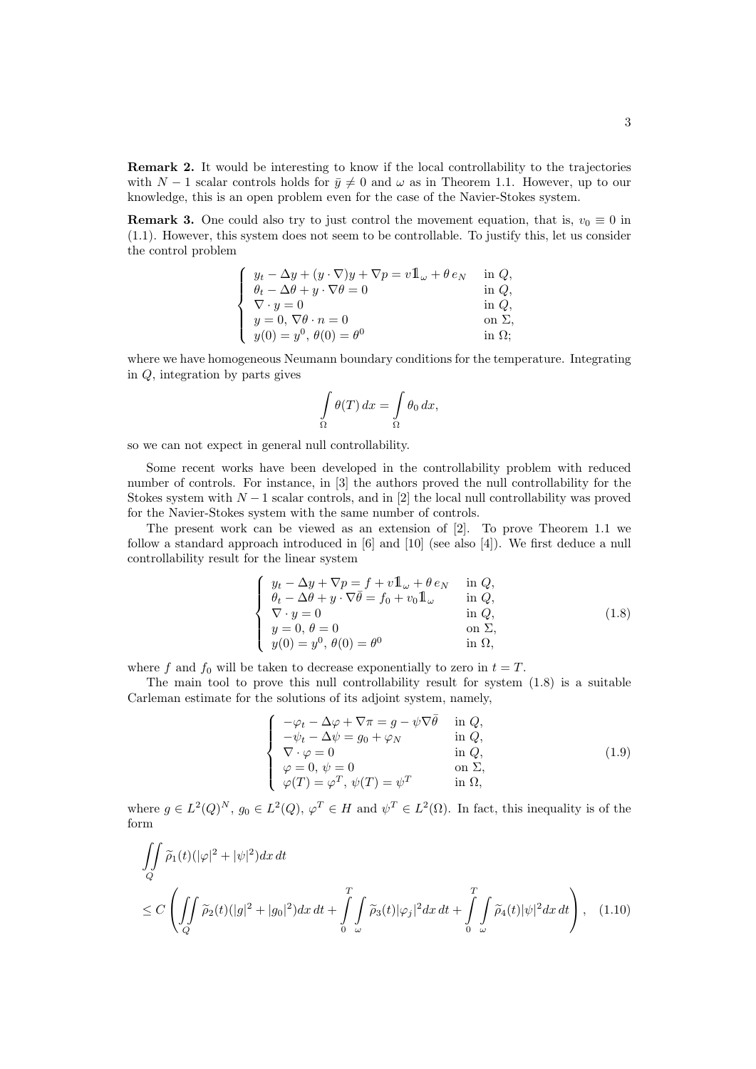**Remark 2.** It would be interesting to know if the local controllability to the trajectories with $N-1$ scalar controls holds for $\bar{y} \neq 0$ and $\omega$ as in Theorem 1.1. However, up to our knowledge, this is an open problem even for the case of the Navier-Stokes system.

**Remark 3.** One could also try to just control the movement equation, that is, $v_0 \equiv 0$ in (1.1). However, this system does not seem to be controllable. To justify this, let us consider the control problem

$$\left\{\begin{array}{ll} y_t - \Delta y + (y\cdot\nabla)y + \nabla p = v\mathbb{1}_\omega + \theta\, e_N & \text{in } Q,\\ \theta_t - \Delta\theta + y\cdot\nabla\theta = 0 & \text{in } Q,\\ \nabla\cdot y = 0 & \text{in } Q,\\ y = 0,\, \nabla\theta\cdot n = 0 & \text{on } \Sigma,\\ y(0) = y^0,\, \theta(0) = \theta^0 & \text{in } \Omega; \end{array}\right.$$

where we have homogeneous Neumann boundary conditions for the temperature. Integrating in $Q$, integration by parts gives

$$\int_\Omega \theta(T)\,dx = \int_\Omega \theta_0\,dx,$$

so we can not expect in general null controllability.

Some recent works have been developed in the controllability problem with reduced number of controls. For instance, in [3] the authors proved the null controllability for the Stokes system with $N-1$ scalar controls, and in [2] the local null controllability was proved for the Navier-Stokes system with the same number of controls.

The present work can be viewed as an extension of [2]. To prove Theorem 1.1 we follow a standard approach introduced in [6] and [10] (see also [4]). We first deduce a null controllability result for the linear system

$$\left\{\begin{array}{ll} y_t - \Delta y + \nabla p = f + v\mathbb{1}_\omega + \theta\, e_N & \text{in } Q,\\ \theta_t - \Delta\theta + y\cdot\nabla\bar{\theta} = f_0 + v_0\mathbb{1}_\omega & \text{in } Q,\\ \nabla\cdot y = 0 & \text{in } Q,\\ y = 0,\, \theta = 0 & \text{on } \Sigma,\\ y(0) = y^0,\, \theta(0) = \theta^0 & \text{in } \Omega, \end{array}\right. \tag{1.8}$$

where $f$ and $f_0$ will be taken to decrease exponentially to zero in $t = T$.

The main tool to prove this null controllability result for system (1.8) is a suitable Carleman estimate for the solutions of its adjoint system, namely,

$$\left\{\begin{array}{ll} -\varphi_t - \Delta\varphi + \nabla\pi = g - \psi\nabla\bar{\theta} & \text{in } Q,\\ -\psi_t - \Delta\psi = g_0 + \varphi_N & \text{in } Q,\\ \nabla\cdot\varphi = 0 & \text{in } Q,\\ \varphi = 0,\, \psi = 0 & \text{on } \Sigma,\\ \varphi(T) = \varphi^T,\, \psi(T) = \psi^T & \text{in } \Omega, \end{array}\right. \tag{1.9}$$

where $g \in L^2(Q)^N$, $g_0 \in L^2(Q)$, $\varphi^T \in H$ and $\psi^T \in L^2(\Omega)$. In fact, this inequality is of the form

$$\iint_Q \widetilde{\rho}_1(t)(|\varphi|^2 + |\psi|^2)dx\,dt$$
$$\leq C\left(\iint_Q \widetilde{\rho}_2(t)(|g|^2 + |g_0|^2)dx\,dt + \int_0^T\!\!\int_\omega \widetilde{\rho}_3(t)|\varphi_j|^2 dx\,dt + \int_0^T\!\!\int_\omega \widetilde{\rho}_4(t)|\psi|^2 dx\,dt\right), \tag{1.10}$$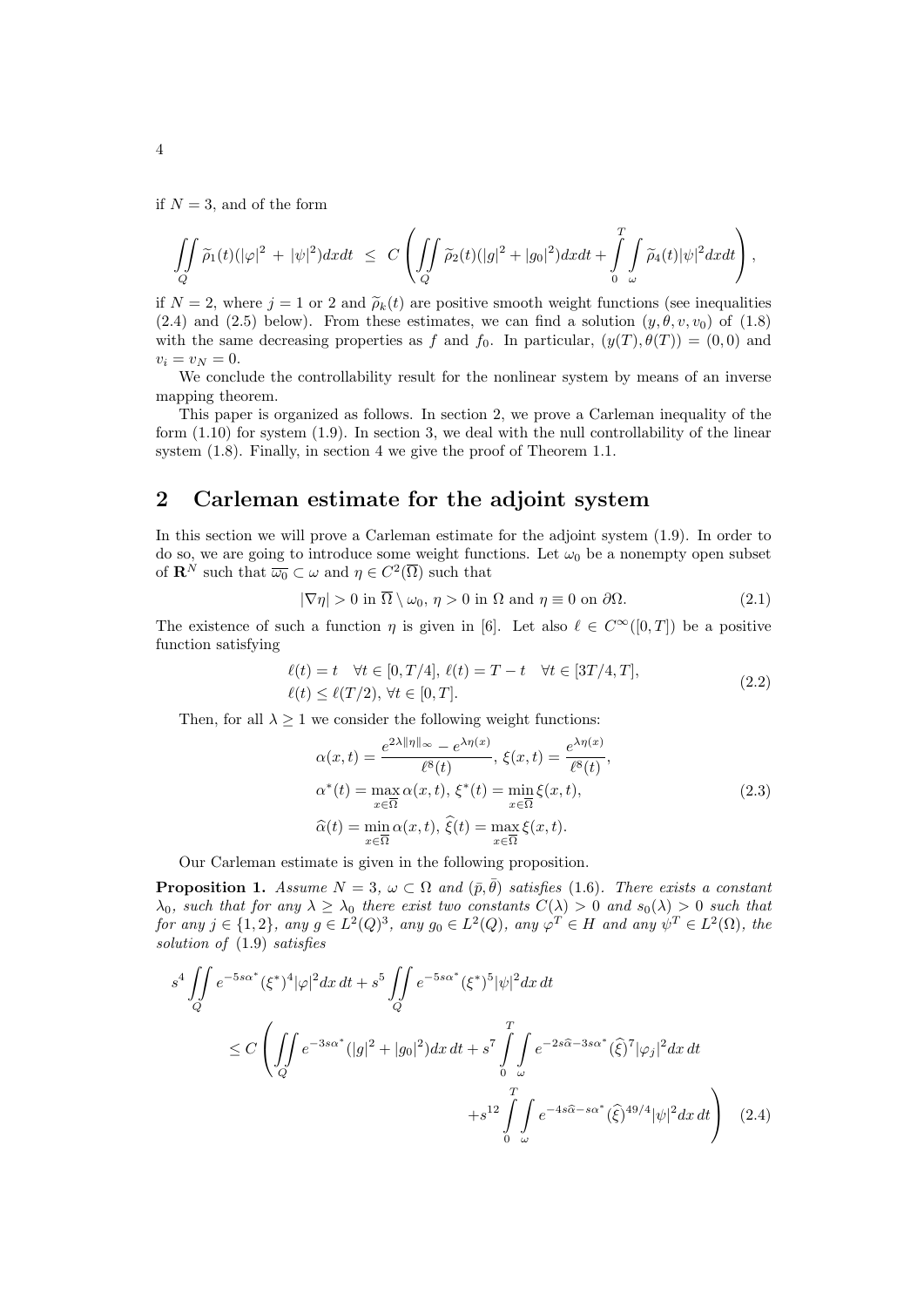if $N = 3$, and of the form

$$
\iint_Q \widetilde{\rho}_1(t)(|\varphi|^2 + |\psi|^2)dxdt \leq C\left(\iint_Q \widetilde{\rho}_2(t)(|g|^2 + |g_0|^2)dxdt + \int_0^T\int_\omega \widetilde{\rho}_4(t)|\psi|^2 dxdt\right),
$$

if $N = 2$, where $j = 1$ or $2$ and $\widetilde{\rho}_k(t)$ are positive smooth weight functions (see inequalities (2.4) and (2.5) below). From these estimates, we can find a solution $(y, \theta, v, v_0)$ of (1.8) with the same decreasing properties as $f$ and $f_0$. In particular, $(y(T), \theta(T)) = (0, 0)$ and $v_i = v_N = 0$.

We conclude the controllability result for the nonlinear system by means of an inverse mapping theorem.

This paper is organized as follows. In section 2, we prove a Carleman inequality of the form (1.10) for system (1.9). In section 3, we deal with the null controllability of the linear system (1.8). Finally, in section 4 we give the proof of Theorem 1.1.

## 2 Carleman estimate for the adjoint system

In this section we will prove a Carleman estimate for the adjoint system (1.9). In order to do so, we are going to introduce some weight functions. Let $\omega_0$ be a nonempty open subset of $\mathbf{R}^N$ such that $\overline{\omega_0} \subset \omega$ and $\eta \in C^2(\overline{\Omega})$ such that

$$
|\nabla \eta| > 0 \text{ in } \overline{\Omega} \setminus \omega_0, \ \eta > 0 \text{ in } \Omega \text{ and } \eta \equiv 0 \text{ on } \partial\Omega. \tag{2.1}
$$

The existence of such a function $\eta$ is given in [6]. Let also $\ell \in C^\infty([0, T])$ be a positive function satisfying

$$
\begin{aligned}
&\ell(t) = t \quad \forall t \in [0, T/4], \ \ell(t) = T - t \quad \forall t \in [3T/4, T], \\
&\ell(t) \leq \ell(T/2), \ \forall t \in [0, T].
\end{aligned} \tag{2.2}
$$

Then, for all $\lambda \geq 1$ we consider the following weight functions:

$$
\begin{aligned}
&\alpha(x, t) = \frac{e^{2\lambda\|\eta\|_\infty} - e^{\lambda\eta(x)}}{\ell^8(t)}, \ \xi(x, t) = \frac{e^{\lambda\eta(x)}}{\ell^8(t)}, \\
&\alpha^*(t) = \max_{x \in \overline{\Omega}} \alpha(x, t), \ \xi^*(t) = \min_{x \in \overline{\Omega}} \xi(x, t), \\
&\widehat{\alpha}(t) = \min_{x \in \overline{\Omega}} \alpha(x, t), \ \widehat{\xi}(t) = \max_{x \in \overline{\Omega}} \xi(x, t).
\end{aligned} \tag{2.3}
$$

Our Carleman estimate is given in the following proposition.

**Proposition 1.** *Assume $N = 3$, $\omega \subset \Omega$ and $(\bar{p}, \bar{\theta})$ satisfies (1.6). There exists a constant $\lambda_0$, such that for any $\lambda \geq \lambda_0$ there exist two constants $C(\lambda) > 0$ and $s_0(\lambda) > 0$ such that for any $j \in \{1, 2\}$, any $g \in L^2(Q)^3$, any $g_0 \in L^2(Q)$, any $\varphi^T \in H$ and any $\psi^T \in L^2(\Omega)$, the solution of (1.9) satisfies*

$$
\begin{aligned}
s^4 \iint_Q e^{-5s\alpha^*}(\xi^*)^4|\varphi|^2 dx\, dt + s^5 \iint_Q e^{-5s\alpha^*}(\xi^*)^5|\psi|^2 dx\, dt \\
\leq C\left(\iint_Q e^{-3s\alpha^*}(|g|^2 + |g_0|^2)dx\, dt + s^7 \int_0^T\int_\omega e^{-2s\widehat{\alpha} - 3s\alpha^*}(\widehat{\xi})^7|\varphi_j|^2 dx\, dt \right. \\
\left. + s^{12} \int_0^T\int_\omega e^{-4s\widehat{\alpha} - s\alpha^*}(\widehat{\xi})^{49/4}|\psi|^2 dx\, dt\right)
\end{aligned} \tag{2.4}
$$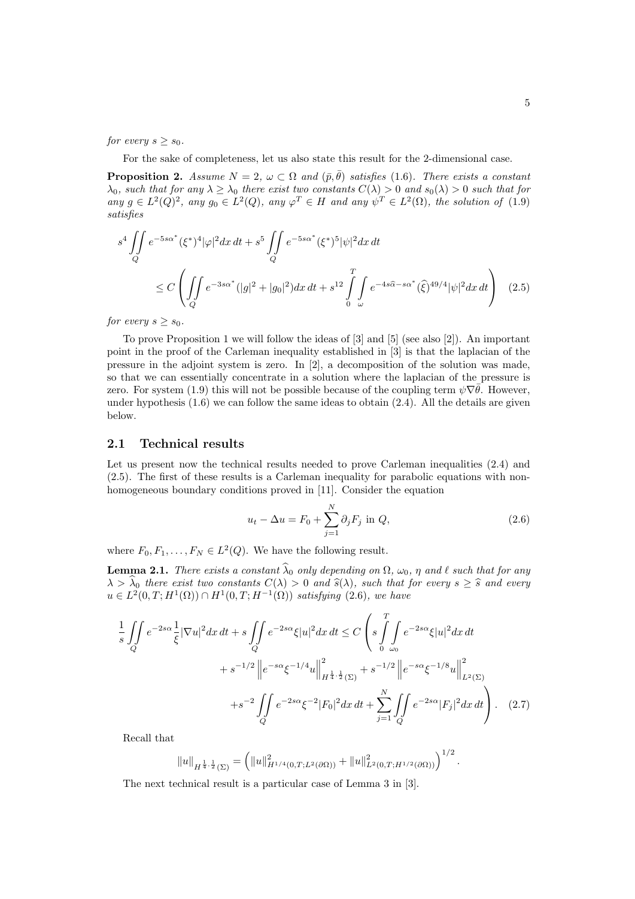*for every* $s \geq s_0$.

For the sake of completeness, let us also state this result for the 2-dimensional case.

**Proposition 2.** *Assume* $N = 2$*,* $\omega \subset \Omega$ *and* $(\bar{p}, \bar{\theta})$ *satisfies* (1.6)*. There exists a constant* $\lambda_0$*, such that for any* $\lambda \geq \lambda_0$ *there exist two constants* $C(\lambda) > 0$ *and* $s_0(\lambda) > 0$ *such that for any* $g \in L^2(Q)^2$*, any* $g_0 \in L^2(Q)$*, any* $\varphi^T \in H$ *and any* $\psi^T \in L^2(\Omega)$*, the solution of* (1.9) *satisfies*

$$
s^4 \iint\limits_Q e^{-5s\alpha^*}(\xi^*)^4|\varphi|^2 dx\,dt + s^5 \iint\limits_Q e^{-5s\alpha^*}(\xi^*)^5|\psi|^2 dx\,dt
$$
$$
\leq C\left( \iint\limits_Q e^{-3s\alpha^*}(|g|^2 + |g_0|^2)dx\,dt + s^{12}\int_0^T\int_\omega e^{-4s\widehat{\alpha}-s\alpha^*}(\widehat{\xi})^{49/4}|\psi|^2 dx\,dt \right) \quad (2.5)
$$

*for every* $s \geq s_0$.

To prove Proposition 1 we will follow the ideas of [3] and [5] (see also [2]). An important point in the proof of the Carleman inequality established in [3] is that the laplacian of the pressure in the adjoint system is zero. In [2], a decomposition of the solution was made, so that we can essentially concentrate in a solution where the laplacian of the pressure is zero. For system (1.9) this will not be possible because of the coupling term $\psi\nabla\bar{\theta}$. However, under hypothesis (1.6) we can follow the same ideas to obtain (2.4). All the details are given below.

## 2.1 Technical results

Let us present now the technical results needed to prove Carleman inequalities (2.4) and (2.5). The first of these results is a Carleman inequality for parabolic equations with nonhomogeneous boundary conditions proved in [11]. Consider the equation

$$
u_t - \Delta u = F_0 + \sum_{j=1}^N \partial_j F_j \text{ in } Q, \quad (2.6)
$$

where $F_0, F_1, \ldots, F_N \in L^2(Q)$. We have the following result.

**Lemma 2.1.** *There exists a constant* $\widehat{\lambda}_0$ *only depending on* $\Omega$*,* $\omega_0$*,* $\eta$ *and* $\ell$ *such that for any* $\lambda > \widehat{\lambda}_0$ *there exist two constants* $C(\lambda) > 0$ *and* $\widehat{s}(\lambda)$*, such that for every* $s \geq \widehat{s}$ *and every* $u \in L^2(0,T;H^1(\Omega)) \cap H^1(0,T;H^{-1}(\Omega))$ *satisfying* (2.6)*, we have*

$$
\frac{1}{s}\iint\limits_Q e^{-2s\alpha}\frac{1}{\xi}|\nabla u|^2 dx\,dt + s\iint\limits_Q e^{-2s\alpha}\xi|u|^2 dx\,dt \leq C\left( s\int_0^T\int_{\omega_0} e^{-2s\alpha}\xi|u|^2 dx\,dt \right.
$$
$$
+ s^{-1/2}\left\| e^{-s\alpha}\xi^{-1/4}u\right\|^2_{H^{\frac{1}{4},\frac{1}{2}}(\Sigma)} + s^{-1/2}\left\| e^{-s\alpha}\xi^{-1/8}u\right\|^2_{L^2(\Sigma)}
$$
$$
\left. + s^{-2}\iint\limits_Q e^{-2s\alpha}\xi^{-2}|F_0|^2 dx\,dt + \sum_{j=1}^N \iint\limits_Q e^{-2s\alpha}|F_j|^2 dx\,dt \right). \quad (2.7)
$$

Recall that

$$
\|u\|_{H^{\frac{1}{4},\frac{1}{2}}(\Sigma)} = \left( \|u\|^2_{H^{1/4}(0,T;L^2(\partial\Omega))} + \|u\|^2_{L^2(0,T;H^{1/2}(\partial\Omega))} \right)^{1/2}.
$$

The next technical result is a particular case of Lemma 3 in [3].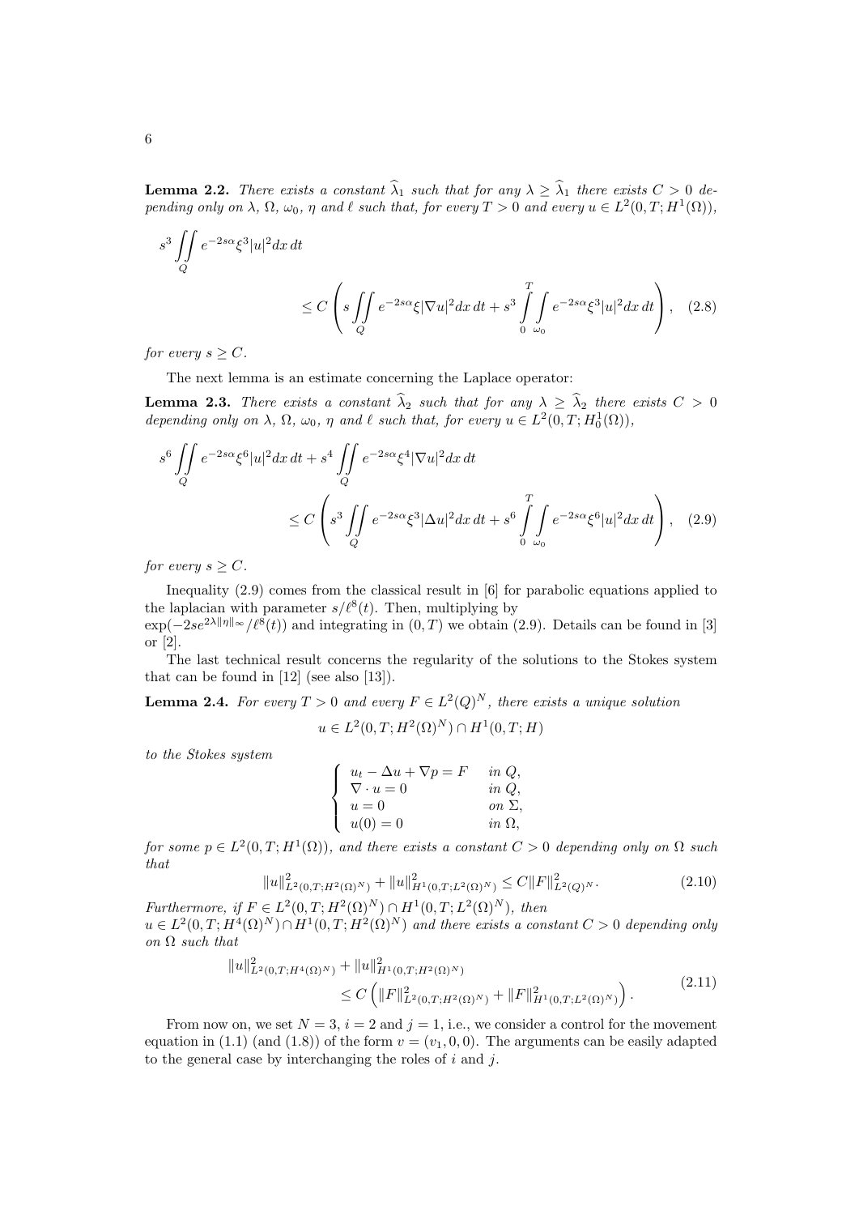**Lemma 2.2.** *There exists a constant $\widehat{\lambda}_1$ such that for any $\lambda \geq \widehat{\lambda}_1$ there exists $C > 0$ depending only on $\lambda$, $\Omega$, $\omega_0$, $\eta$ and $\ell$ such that, for every $T > 0$ and every $u \in L^2(0,T;H^1(\Omega))$,*

$$
s^3 \iint\limits_Q e^{-2s\alpha}\xi^3|u|^2 dx\,dt \leq C\left( s\iint\limits_Q e^{-2s\alpha}\xi|\nabla u|^2 dx\,dt + s^3 \int\limits_0^T\int\limits_{\omega_0} e^{-2s\alpha}\xi^3|u|^2 dx\,dt \right), \quad (2.8)
$$

*for every $s \geq C$.*

The next lemma is an estimate concerning the Laplace operator:

**Lemma 2.3.** *There exists a constant $\widehat{\lambda}_2$ such that for any $\lambda \geq \widehat{\lambda}_2$ there exists $C > 0$ depending only on $\lambda$, $\Omega$, $\omega_0$, $\eta$ and $\ell$ such that, for every $u \in L^2(0,T;H^1_0(\Omega))$,*

$$
s^6 \iint\limits_Q e^{-2s\alpha}\xi^6|u|^2 dx\,dt + s^4 \iint\limits_Q e^{-2s\alpha}\xi^4|\nabla u|^2 dx\,dt \leq C\left( s^3\iint\limits_Q e^{-2s\alpha}\xi^3|\Delta u|^2 dx\,dt + s^6 \int\limits_0^T\int\limits_{\omega_0} e^{-2s\alpha}\xi^6|u|^2 dx\,dt \right), \quad (2.9)
$$

*for every $s \geq C$.*

Inequality (2.9) comes from the classical result in [6] for parabolic equations applied to the laplacian with parameter $s/\ell^8(t)$. Then, multiplying by $\exp(-2se^{2\lambda\|\eta\|_\infty}/\ell^8(t))$ and integrating in $(0,T)$ we obtain (2.9). Details can be found in [3] or [2].

The last technical result concerns the regularity of the solutions to the Stokes system that can be found in [12] (see also [13]).

**Lemma 2.4.** *For every $T > 0$ and every $F \in L^2(Q)^N$, there exists a unique solution*

$$
u \in L^2(0,T;H^2(\Omega)^N) \cap H^1(0,T;H)
$$

*to the Stokes system*

$$
\begin{cases}
u_t - \Delta u + \nabla p = F & \text{in } Q, \\
\nabla\cdot u = 0 & \text{in } Q, \\
u = 0 & \text{on } \Sigma, \\
u(0) = 0 & \text{in } \Omega,
\end{cases}
$$

*for some $p \in L^2(0,T;H^1(\Omega))$, and there exists a constant $C > 0$ depending only on $\Omega$ such that*

$$
\|u\|^2_{L^2(0,T;H^2(\Omega)^N)} + \|u\|^2_{H^1(0,T;L^2(\Omega)^N)} \leq C\|F\|^2_{L^2(Q)^N}. \quad (2.10)
$$

*Furthermore, if $F \in L^2(0,T;H^2(\Omega)^N) \cap H^1(0,T;L^2(\Omega)^N)$, then $u \in L^2(0,T;H^4(\Omega)^N) \cap H^1(0,T;H^2(\Omega)^N)$ and there exists a constant $C > 0$ depending only on $\Omega$ such that*

$$
\|u\|^2_{L^2(0,T;H^4(\Omega)^N)} + \|u\|^2_{H^1(0,T;H^2(\Omega)^N)} \leq C\left( \|F\|^2_{L^2(0,T;H^2(\Omega)^N)} + \|F\|^2_{H^1(0,T;L^2(\Omega)^N)} \right). \quad (2.11)
$$

From now on, we set $N = 3$, $i = 2$ and $j = 1$, i.e., we consider a control for the movement equation in (1.1) (and (1.8)) of the form $v = (v_1, 0, 0)$. The arguments can be easily adapted to the general case by interchanging the roles of $i$ and $j$.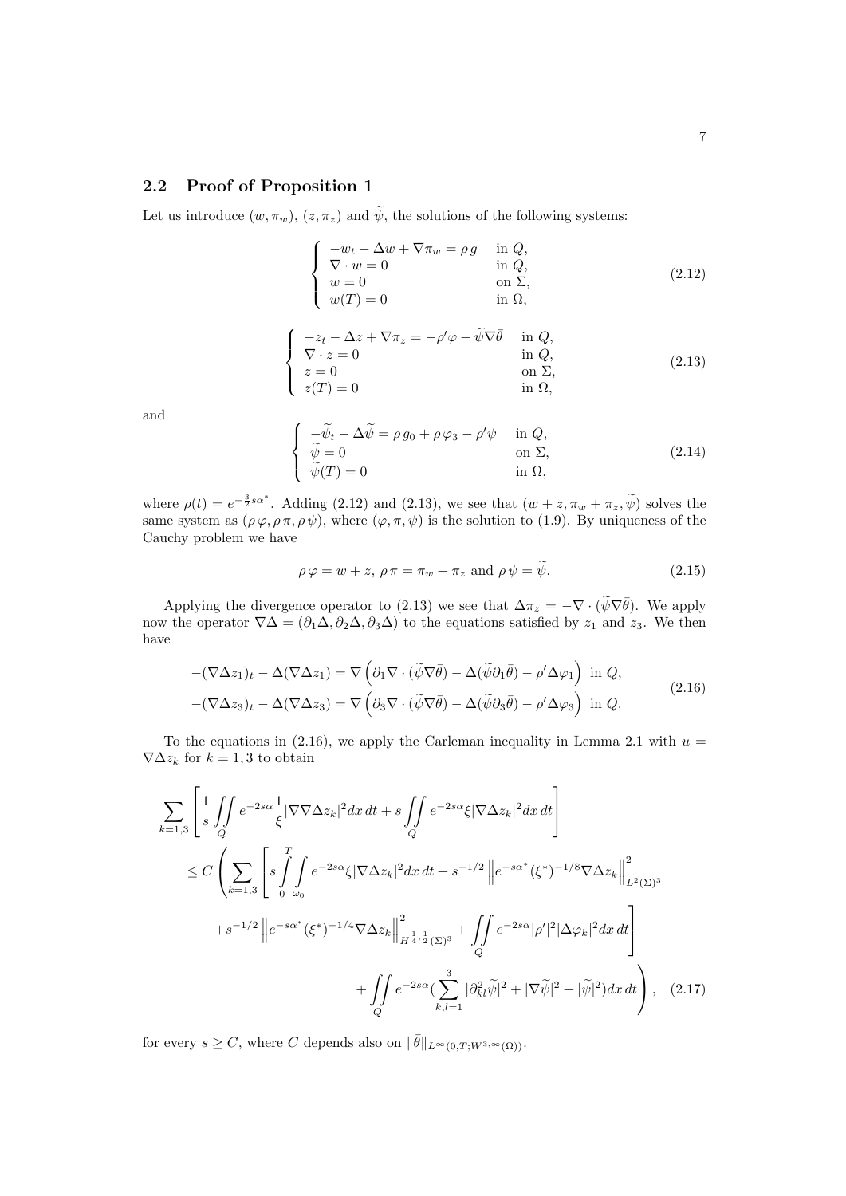## 2.2 Proof of Proposition 1

Let us introduce $(w, \pi_w)$, $(z, \pi_z)$ and $\widetilde{\psi}$, the solutions of the following systems:

$$
\left\{
\begin{array}{ll}
-w_t - \Delta w + \nabla \pi_w = \rho\, g & \text{in } Q, \\
\nabla \cdot w = 0 & \text{in } Q, \\
w = 0 & \text{on } \Sigma, \\
w(T) = 0 & \text{in } \Omega,
\end{array}
\right.
\tag{2.12}
$$

$$
\left\{
\begin{array}{ll}
-z_t - \Delta z + \nabla \pi_z = -\rho' \varphi - \widetilde{\psi} \nabla \bar{\theta} & \text{in } Q, \\
\nabla \cdot z = 0 & \text{in } Q, \\
z = 0 & \text{on } \Sigma, \\
z(T) = 0 & \text{in } \Omega,
\end{array}
\right.
\tag{2.13}
$$

and

$$
\left\{
\begin{array}{ll}
-\widetilde{\psi}_t - \Delta \widetilde{\psi} = \rho\, g_0 + \rho\, \varphi_3 - \rho' \psi & \text{in } Q, \\
\widetilde{\psi} = 0 & \text{on } \Sigma, \\
\widetilde{\psi}(T) = 0 & \text{in } \Omega,
\end{array}
\right.
\tag{2.14}
$$

where $\rho(t) = e^{-\frac{3}{2} s \alpha^*}$. Adding (2.12) and (2.13), we see that $(w + z, \pi_w + \pi_z, \widetilde{\psi})$ solves the same system as $(\rho\, \varphi, \rho\, \pi, \rho\, \psi)$, where $(\varphi, \pi, \psi)$ is the solution to (1.9). By uniqueness of the Cauchy problem we have

$$
\rho\, \varphi = w + z,\ \rho\, \pi = \pi_w + \pi_z \text{ and } \rho\, \psi = \widetilde{\psi}.
\tag{2.15}
$$

Applying the divergence operator to (2.13) we see that $\Delta \pi_z = -\nabla \cdot (\widetilde{\psi} \nabla \bar{\theta})$. We apply now the operator $\nabla \Delta = (\partial_1 \Delta, \partial_2 \Delta, \partial_3 \Delta)$ to the equations satisfied by $z_1$ and $z_3$. We then have

$$
\begin{aligned}
-(\nabla \Delta z_1)_t - \Delta(\nabla \Delta z_1) &= \nabla \left( \partial_1 \nabla \cdot (\widetilde{\psi} \nabla \bar{\theta}) - \Delta(\widetilde{\psi} \partial_1 \bar{\theta}) - \rho' \Delta \varphi_1 \right) \text{ in } Q, \\
-(\nabla \Delta z_3)_t - \Delta(\nabla \Delta z_3) &= \nabla \left( \partial_3 \nabla \cdot (\widetilde{\psi} \nabla \bar{\theta}) - \Delta(\widetilde{\psi} \partial_3 \bar{\theta}) - \rho' \Delta \varphi_3 \right) \text{ in } Q.
\end{aligned}
\tag{2.16}
$$

To the equations in (2.16), we apply the Carleman inequality in Lemma 2.1 with $u = \nabla \Delta z_k$ for $k = 1, 3$ to obtain

$$
\begin{aligned}
&\sum_{k=1,3} \left[ \frac{1}{s} \iint_Q e^{-2s\alpha} \frac{1}{\xi} |\nabla \nabla \Delta z_k|^2 dx\, dt + s \iint_Q e^{-2s\alpha} \xi |\nabla \Delta z_k|^2 dx\, dt \right] \\
&\quad \le C \left( \sum_{k=1,3} \left[ s \int_0^T \int_{\omega_0} e^{-2s\alpha} \xi |\nabla \Delta z_k|^2 dx\, dt + s^{-1/2} \left\| e^{-s\alpha^*} (\xi^*)^{-1/8} \nabla \Delta z_k \right\|^2_{L^2(\Sigma)^3} \right. \right. \\
&\qquad \left. + s^{-1/2} \left\| e^{-s\alpha^*} (\xi^*)^{-1/4} \nabla \Delta z_k \right\|^2_{H^{\frac{1}{4}, \frac{1}{2}}(\Sigma)^3} + \iint_Q e^{-2s\alpha} |\rho'|^2 |\Delta \varphi_k|^2 dx\, dt \right] \\
&\qquad \left. + \iint_Q e^{-2s\alpha} \Big( \sum_{k,l=1}^3 |\partial^2_{kl} \widetilde{\psi}|^2 + |\nabla \widetilde{\psi}|^2 + |\widetilde{\psi}|^2 \Big) dx\, dt \right),
\end{aligned}
\tag{2.17}
$$

for every $s \ge C$, where $C$ depends also on $\|\bar{\theta}\|_{L^\infty(0,T;W^{3,\infty}(\Omega))}$.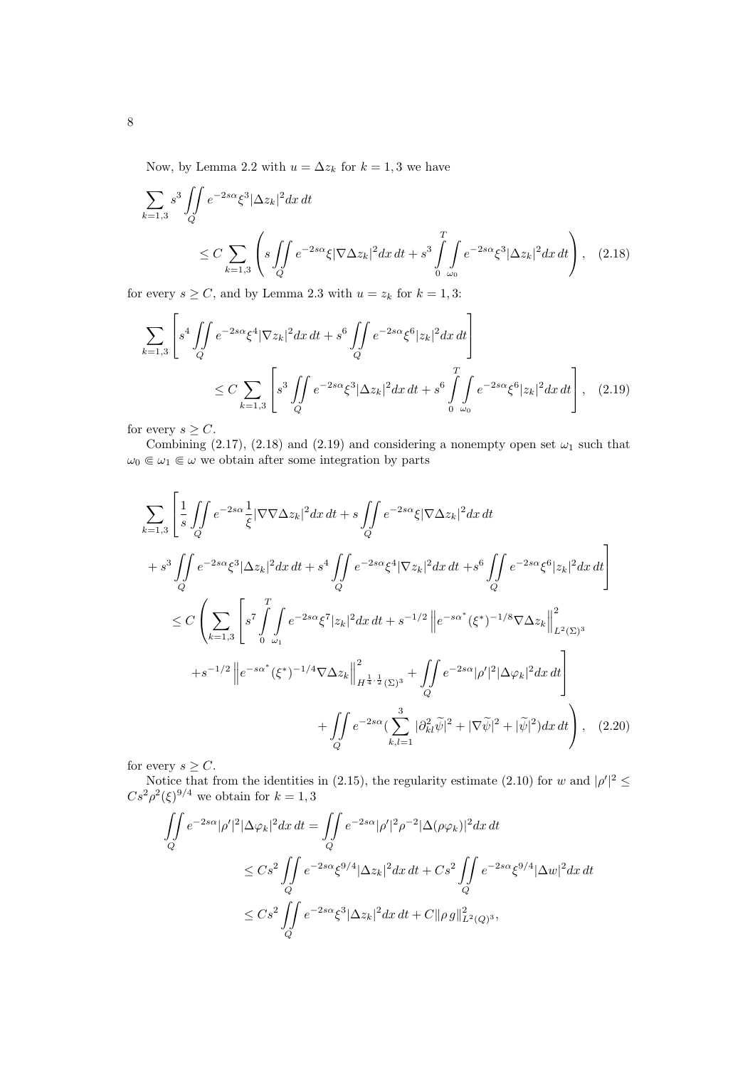Now, by Lemma 2.2 with $u = \Delta z_k$ for $k = 1,3$ we have

$$\sum_{k=1,3} s^3 \iint\limits_Q e^{-2s\alpha}\xi^3 |\Delta z_k|^2 dx\, dt \leq C \sum_{k=1,3} \left( s \iint\limits_Q e^{-2s\alpha}\xi |\nabla \Delta z_k|^2 dx\, dt + s^3 \int_0^T \int_{\omega_0} e^{-2s\alpha}\xi^3 |\Delta z_k|^2 dx\, dt \right), \quad (2.18)$$

for every $s \geq C$, and by Lemma 2.3 with $u = z_k$ for $k = 1,3$:

$$\sum_{k=1,3} \left[ s^4 \iint\limits_Q e^{-2s\alpha}\xi^4 |\nabla z_k|^2 dx\, dt + s^6 \iint\limits_Q e^{-2s\alpha}\xi^6 |z_k|^2 dx\, dt \right] \leq C \sum_{k=1,3} \left[ s^3 \iint\limits_Q e^{-2s\alpha}\xi^3 |\Delta z_k|^2 dx\, dt + s^6 \int_0^T \int_{\omega_0} e^{-2s\alpha}\xi^6 |z_k|^2 dx\, dt \right], \quad (2.19)$$

for every $s \geq C$.

Combining (2.17), (2.18) and (2.19) and considering a nonempty open set $\omega_1$ such that $\omega_0 \Subset \omega_1 \Subset \omega$ we obtain after some integration by parts

$$\begin{aligned}
&\sum_{k=1,3} \left[ \frac{1}{s} \iint\limits_Q e^{-2s\alpha}\frac{1}{\xi} |\nabla\nabla \Delta z_k|^2 dx\, dt + s \iint\limits_Q e^{-2s\alpha}\xi |\nabla \Delta z_k|^2 dx\, dt \right. \\
&\left. + s^3 \iint\limits_Q e^{-2s\alpha}\xi^3 |\Delta z_k|^2 dx\, dt + s^4 \iint\limits_Q e^{-2s\alpha}\xi^4 |\nabla z_k|^2 dx\, dt + s^6 \iint\limits_Q e^{-2s\alpha}\xi^6 |z_k|^2 dx\, dt \right] \\
&\leq C \left( \sum_{k=1,3} \left[ s^7 \int_0^T \int_{\omega_1} e^{-2s\alpha}\xi^7 |z_k|^2 dx\, dt + s^{-1/2} \left\| e^{-s\alpha^*}(\xi^*)^{-1/8} \nabla \Delta z_k \right\|^2_{L^2(\Sigma)^3} \right. \right. \\
&\left. + s^{-1/2} \left\| e^{-s\alpha^*}(\xi^*)^{-1/4} \nabla \Delta z_k \right\|^2_{H^{\frac{1}{4},\frac{1}{2}}(\Sigma)^3} + \iint\limits_Q e^{-2s\alpha}|\rho'|^2 |\Delta \varphi_k|^2 dx\, dt \right] \\
&\left. + \iint\limits_Q e^{-2s\alpha}\Big( \sum_{k,l=1}^3 |\partial^2_{kl}\widetilde{\psi}|^2 + |\nabla \widetilde{\psi}|^2 + |\widetilde{\psi}|^2 \Big) dx\, dt \right), \quad (2.20)
\end{aligned}$$

for every $s \geq C$.

Notice that from the identities in (2.15), the regularity estimate (2.10) for $w$ and $|\rho'|^2 \leq Cs^2\rho^2(\xi)^{9/4}$ we obtain for $k = 1,3$

$$\begin{aligned}
\iint\limits_Q e^{-2s\alpha}|\rho'|^2 |\Delta \varphi_k|^2 dx\, dt &= \iint\limits_Q e^{-2s\alpha}|\rho'|^2 \rho^{-2} |\Delta(\rho\varphi_k)|^2 dx\, dt \\
&\leq Cs^2 \iint\limits_Q e^{-2s\alpha}\xi^{9/4} |\Delta z_k|^2 dx\, dt + Cs^2 \iint\limits_Q e^{-2s\alpha}\xi^{9/4} |\Delta w|^2 dx\, dt \\
&\leq Cs^2 \iint\limits_Q e^{-2s\alpha}\xi^3 |\Delta z_k|^2 dx\, dt + C\|\rho\, g\|^2_{L^2(Q)^3},
\end{aligned}$$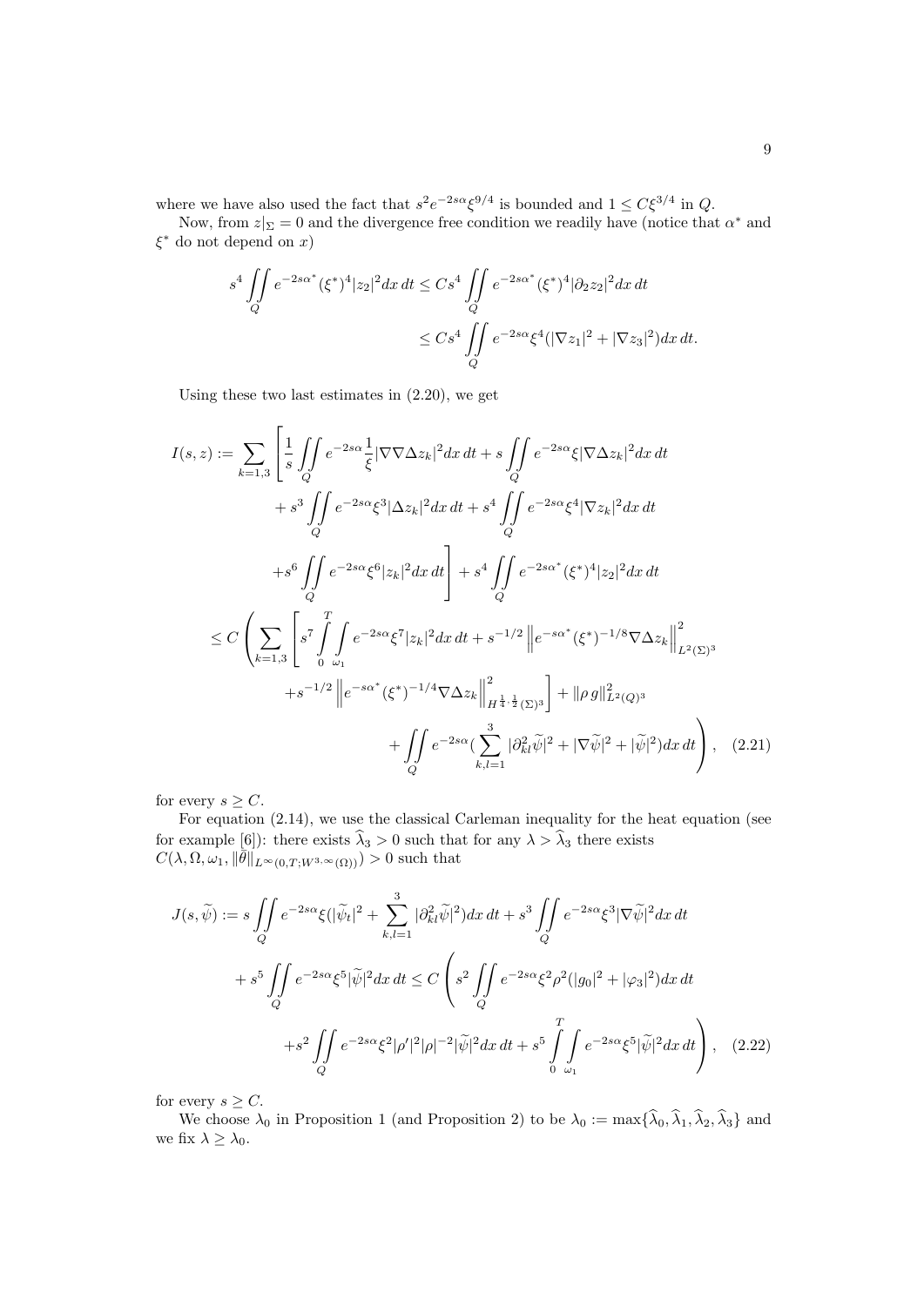where we have also used the fact that $s^2 e^{-2s\alpha}\xi^{9/4}$ is bounded and $1 \le C\xi^{3/4}$ in $Q$.

Now, from $z|_\Sigma = 0$ and the divergence free condition we readily have (notice that $\alpha^*$ and $\xi^*$ do not depend on $x$)

$$
s^4 \iint\limits_Q e^{-2s\alpha^*}(\xi^*)^4 |z_2|^2 dx\,dt \le Cs^4 \iint\limits_Q e^{-2s\alpha^*}(\xi^*)^4 |\partial_2 z_2|^2 dx\,dt
$$
$$
\le Cs^4 \iint\limits_Q e^{-2s\alpha}\xi^4 (|\nabla z_1|^2 + |\nabla z_3|^2) dx\,dt.
$$

Using these two last estimates in (2.20), we get

$$
\begin{aligned}
I(s,z) := \sum_{k=1,3} \Bigg[ & \frac{1}{s}\iint\limits_Q e^{-2s\alpha}\frac{1}{\xi}|\nabla\nabla\Delta z_k|^2 dx\,dt + s\iint\limits_Q e^{-2s\alpha}\xi|\nabla\Delta z_k|^2 dx\,dt \\
& + s^3 \iint\limits_Q e^{-2s\alpha}\xi^3|\Delta z_k|^2 dx\,dt + s^4 \iint\limits_Q e^{-2s\alpha}\xi^4 |\nabla z_k|^2 dx\,dt \\
& + s^6 \iint\limits_Q e^{-2s\alpha}\xi^6 |z_k|^2 dx\,dt \Bigg] + s^4 \iint\limits_Q e^{-2s\alpha^*}(\xi^*)^4 |z_2|^2 dx\,dt \\
\le C \Bigg( \sum_{k=1,3} \Bigg[ & s^7 \int_0^T\!\!\int_{\omega_1} e^{-2s\alpha}\xi^7 |z_k|^2 dx\,dt + s^{-1/2}\left\| e^{-s\alpha^*}(\xi^*)^{-1/8}\nabla\Delta z_k \right\|^2_{L^2(\Sigma)^3} \\
& + s^{-1/2}\left\| e^{-s\alpha^*}(\xi^*)^{-1/4}\nabla\Delta z_k \right\|^2_{H^{\frac14,\frac12}(\Sigma)^3} \Bigg] + \|\rho\, g\|^2_{L^2(Q)^3} \\
& + \iint\limits_Q e^{-2s\alpha}\Big(\sum_{k,l=1}^3 |\partial^2_{kl}\widetilde{\psi}|^2 + |\nabla\widetilde{\psi}|^2 + |\widetilde{\psi}|^2\Big) dx\,dt \Bigg), \quad (2.21)
\end{aligned}
$$

for every $s \ge C$.

For equation (2.14), we use the classical Carleman inequality for the heat equation (see for example [6]): there exists $\widehat{\lambda}_3 > 0$ such that for any $\lambda > \widehat{\lambda}_3$ there exists $C(\lambda, \Omega, \omega_1, \|\bar{\theta}\|_{L^\infty(0,T;W^{3,\infty}(\Omega))}) > 0$ such that

$$
\begin{aligned}
J(s,\widetilde{\psi}) := & \; s\iint\limits_Q e^{-2s\alpha}\xi\Big(|\widetilde{\psi}_t|^2 + \sum_{k,l=1}^3 |\partial^2_{kl}\widetilde{\psi}|^2\Big) dx\,dt + s^3 \iint\limits_Q e^{-2s\alpha}\xi^3 |\nabla\widetilde{\psi}|^2 dx\,dt \\
& + s^5 \iint\limits_Q e^{-2s\alpha}\xi^5 |\widetilde{\psi}|^2 dx\,dt \le C\Bigg( s^2 \iint\limits_Q e^{-2s\alpha}\xi^2\rho^2(|g_0|^2 + |\varphi_3|^2) dx\,dt \\
& + s^2 \iint\limits_Q e^{-2s\alpha}\xi^2 |\rho'|^2 |\rho|^{-2} |\widetilde{\psi}|^2 dx\,dt + s^5 \int_0^T\!\!\int_{\omega_1} e^{-2s\alpha}\xi^5 |\widetilde{\psi}|^2 dx\,dt \Bigg), \quad (2.22)
\end{aligned}
$$

for every $s \ge C$.

We choose $\lambda_0$ in Proposition 1 (and Proposition 2) to be $\lambda_0 := \max\{\widehat{\lambda}_0, \widehat{\lambda}_1, \widehat{\lambda}_2, \widehat{\lambda}_3\}$ and we fix $\lambda \ge \lambda_0$.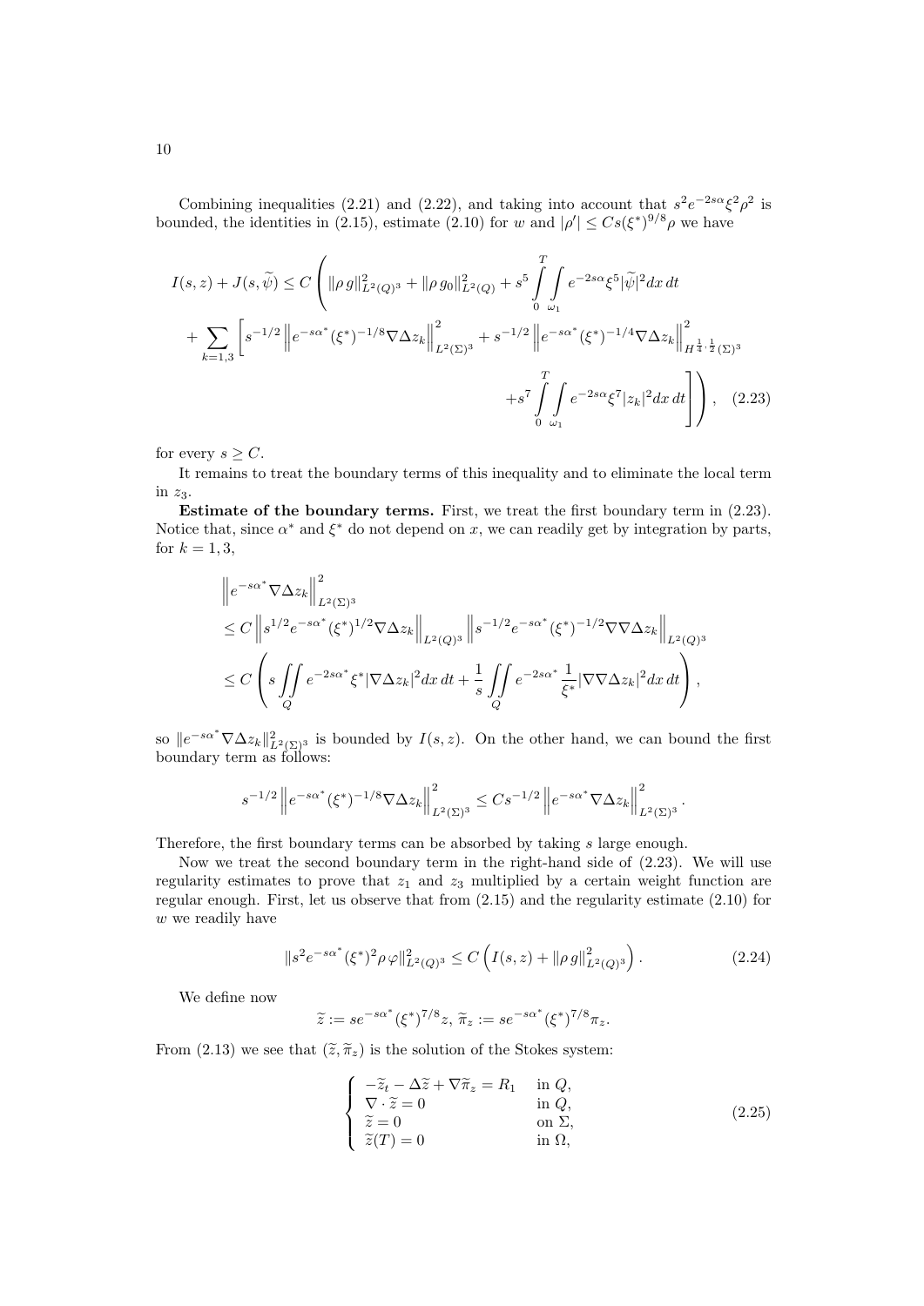Combining inequalities (2.21) and (2.22), and taking into account that $s^2 e^{-2s\alpha}\xi^2\rho^2$ is bounded, the identities in (2.15), estimate (2.10) for $w$ and $|\rho'| \le Cs(\xi^*)^{9/8}\rho$ we have

$$
\begin{aligned}
I(s,z) + J(s,\widetilde{\psi}) \le C \Bigg( & \|\rho\, g\|^2_{L^2(Q)^3} + \|\rho\, g_0\|^2_{L^2(Q)} + s^5 \int_0^T \int_{\omega_1} e^{-2s\alpha}\xi^5 |\widetilde{\psi}|^2 dx\, dt \\
& + \sum_{k=1,3} \Bigg[ s^{-1/2} \left\| e^{-s\alpha^*}(\xi^*)^{-1/8}\nabla\Delta z_k \right\|^2_{L^2(\Sigma)^3} + s^{-1/2} \left\| e^{-s\alpha^*}(\xi^*)^{-1/4}\nabla\Delta z_k \right\|^2_{H^{\frac{1}{4},\frac{1}{2}}(\Sigma)^3} \\
& + s^7 \int_0^T \int_{\omega_1} e^{-2s\alpha}\xi^7 |z_k|^2 dx\, dt \Bigg] \Bigg), \quad (2.23)
\end{aligned}
$$

for every $s \ge C$.

It remains to treat the boundary terms of this inequality and to eliminate the local term in $z_3$.

**Estimate of the boundary terms.** First, we treat the first boundary term in (2.23). Notice that, since $\alpha^*$ and $\xi^*$ do not depend on $x$, we can readily get by integration by parts, for $k = 1, 3$,

$$
\begin{aligned}
& \left\| e^{-s\alpha^*}\nabla\Delta z_k \right\|^2_{L^2(\Sigma)^3} \\
& \le C \left\| s^{1/2} e^{-s\alpha^*}(\xi^*)^{1/2}\nabla\Delta z_k \right\|_{L^2(Q)^3} \left\| s^{-1/2} e^{-s\alpha^*}(\xi^*)^{-1/2}\nabla\nabla\Delta z_k \right\|_{L^2(Q)^3} \\
& \le C \left( s \iint_Q e^{-2s\alpha^*}\xi^* |\nabla\Delta z_k|^2 dx\, dt + \frac{1}{s} \iint_Q e^{-2s\alpha^*}\frac{1}{\xi^*} |\nabla\nabla\Delta z_k|^2 dx\, dt \right),
\end{aligned}
$$

so $\|e^{-s\alpha^*}\nabla\Delta z_k\|^2_{L^2(\Sigma)^3}$ is bounded by $I(s,z)$. On the other hand, we can bound the first boundary term as follows:

$$
s^{-1/2} \left\| e^{-s\alpha^*}(\xi^*)^{-1/8}\nabla\Delta z_k \right\|^2_{L^2(\Sigma)^3} \le C s^{-1/2} \left\| e^{-s\alpha^*}\nabla\Delta z_k \right\|^2_{L^2(\Sigma)^3}.
$$

Therefore, the first boundary terms can be absorbed by taking $s$ large enough.

Now we treat the second boundary term in the right-hand side of (2.23). We will use regularity estimates to prove that $z_1$ and $z_3$ multiplied by a certain weight function are regular enough. First, let us observe that from (2.15) and the regularity estimate (2.10) for $w$ we readily have

$$
\|s^2 e^{-s\alpha^*}(\xi^*)^2 \rho\, \varphi\|^2_{L^2(Q)^3} \le C \left( I(s,z) + \|\rho\, g\|^2_{L^2(Q)^3} \right). \quad (2.24)
$$

We define now

$$
\widetilde{z} := s e^{-s\alpha^*}(\xi^*)^{7/8} z, \; \widetilde{\pi}_z := s e^{-s\alpha^*}(\xi^*)^{7/8} \pi_z.
$$

From (2.13) we see that $(\widetilde{z}, \widetilde{\pi}_z)$ is the solution of the Stokes system:

$$
\begin{cases}
-\widetilde{z}_t - \Delta\widetilde{z} + \nabla\widetilde{\pi}_z = R_1 & \text{in } Q, \\
\nabla\cdot\widetilde{z} = 0 & \text{in } Q, \\
\widetilde{z} = 0 & \text{on } \Sigma, \\
\widetilde{z}(T) = 0 & \text{in } \Omega,
\end{cases} \quad (2.25)
$$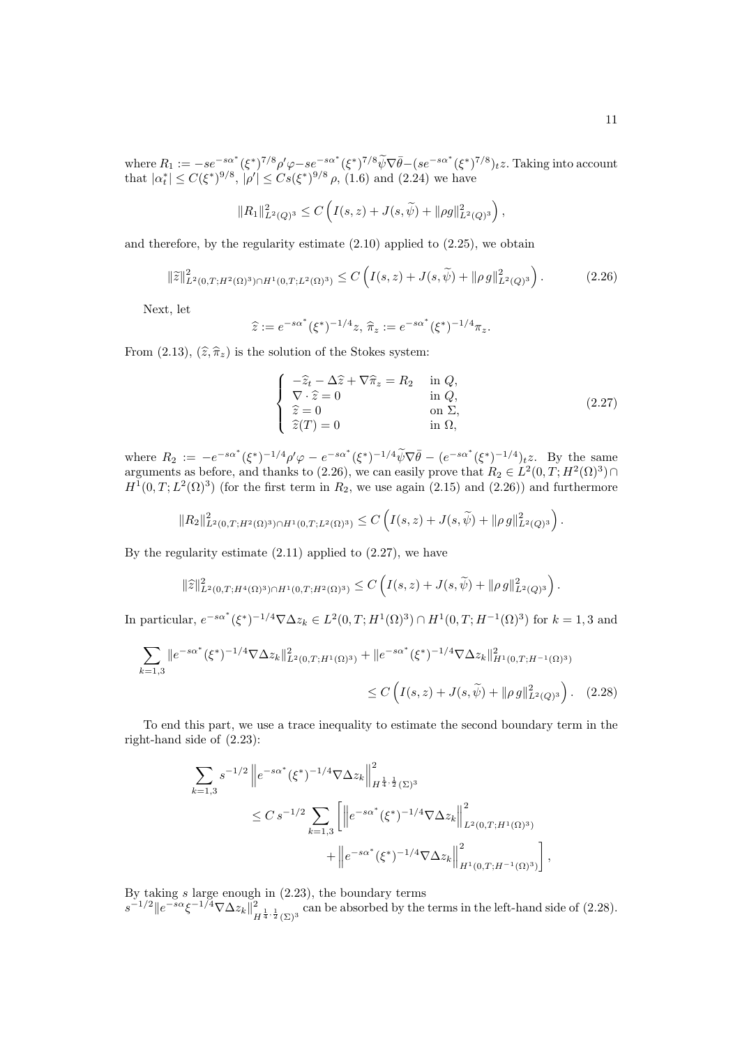where $R_1 := -se^{-s\alpha^*}(\xi^*)^{7/8}\rho'\varphi - se^{-s\alpha^*}(\xi^*)^{7/8}\widetilde{\psi}\nabla\bar{\theta} - (se^{-s\alpha^*}(\xi^*)^{7/8})_t z$. Taking into account that $|\alpha_t^*| \le C(\xi^*)^{9/8}$, $|\rho'| \le Cs(\xi^*)^{9/8}\,\rho$, (1.6) and (2.24) we have

$$\|R_1\|^2_{L^2(Q)^3} \le C\left(I(s,z) + J(s,\widetilde{\psi}) + \|\rho g\|^2_{L^2(Q)^3}\right),$$

and therefore, by the regularity estimate (2.10) applied to (2.25), we obtain

$$\|\widetilde{z}\|^2_{L^2(0,T;H^2(\Omega)^3)\cap H^1(0,T;L^2(\Omega)^3)} \le C\left(I(s,z) + J(s,\widetilde{\psi}) + \|\rho\, g\|^2_{L^2(Q)^3}\right). \tag{2.26}$$

Next, let

$$\widehat{z} := e^{-s\alpha^*}(\xi^*)^{-1/4}z,\ \widehat{\pi}_z := e^{-s\alpha^*}(\xi^*)^{-1/4}\pi_z.$$

From (2.13), $(\widehat{z}, \widehat{\pi}_z)$ is the solution of the Stokes system:

$$\begin{cases} -\widehat{z}_t - \Delta\widehat{z} + \nabla\widehat{\pi}_z = R_2 & \text{in } Q,\\ \nabla\cdot\widehat{z} = 0 & \text{in } Q,\\ \widehat{z} = 0 & \text{on } \Sigma,\\ \widehat{z}(T) = 0 & \text{in } \Omega, \end{cases} \tag{2.27}$$

where $R_2 := -e^{-s\alpha^*}(\xi^*)^{-1/4}\rho'\varphi - e^{-s\alpha^*}(\xi^*)^{-1/4}\widetilde{\psi}\nabla\bar{\theta} - (e^{-s\alpha^*}(\xi^*)^{-1/4})_t z$. By the same arguments as before, and thanks to (2.26), we can easily prove that $R_2 \in L^2(0,T;H^2(\Omega)^3)\cap H^1(0,T;L^2(\Omega)^3)$ (for the first term in $R_2$, we use again (2.15) and (2.26)) and furthermore

$$\|R_2\|^2_{L^2(0,T;H^2(\Omega)^3)\cap H^1(0,T;L^2(\Omega)^3)} \le C\left(I(s,z) + J(s,\widetilde{\psi}) + \|\rho\, g\|^2_{L^2(Q)^3}\right).$$

By the regularity estimate (2.11) applied to (2.27), we have

$$\|\widehat{z}\|^2_{L^2(0,T;H^4(\Omega)^3)\cap H^1(0,T;H^2(\Omega)^3)} \le C\left(I(s,z) + J(s,\widetilde{\psi}) + \|\rho\, g\|^2_{L^2(Q)^3}\right).$$

In particular, $e^{-s\alpha^*}(\xi^*)^{-1/4}\nabla\Delta z_k \in L^2(0,T;H^1(\Omega)^3)\cap H^1(0,T;H^{-1}(\Omega)^3)$ for $k=1,3$ and

$$\sum_{k=1,3}\|e^{-s\alpha^*}(\xi^*)^{-1/4}\nabla\Delta z_k\|^2_{L^2(0,T;H^1(\Omega)^3)} + \|e^{-s\alpha^*}(\xi^*)^{-1/4}\nabla\Delta z_k\|^2_{H^1(0,T;H^{-1}(\Omega)^3)} \le C\left(I(s,z) + J(s,\widetilde{\psi}) + \|\rho\, g\|^2_{L^2(Q)^3}\right). \tag{2.28}$$

To end this part, we use a trace inequality to estimate the second boundary term in the right-hand side of (2.23):

$$\begin{aligned}\sum_{k=1,3} s^{-1/2}\left\|e^{-s\alpha^*}(\xi^*)^{-1/4}\nabla\Delta z_k\right\|^2_{H^{\frac14,\frac12}(\Sigma)^3} &\le C\, s^{-1/2}\sum_{k=1,3}\left[\left\|e^{-s\alpha^*}(\xi^*)^{-1/4}\nabla\Delta z_k\right\|^2_{L^2(0,T;H^1(\Omega)^3)}\right.\\ &\quad\left. + \left\|e^{-s\alpha^*}(\xi^*)^{-1/4}\nabla\Delta z_k\right\|^2_{H^1(0,T;H^{-1}(\Omega)^3)}\right],\end{aligned}$$

By taking $s$ large enough in (2.23), the boundary terms $s^{-1/2}\|e^{-s\alpha}\xi^{-1/4}\nabla\Delta z_k\|^2_{H^{\frac14,\frac12}(\Sigma)^3}$ can be absorbed by the terms in the left-hand side of (2.28).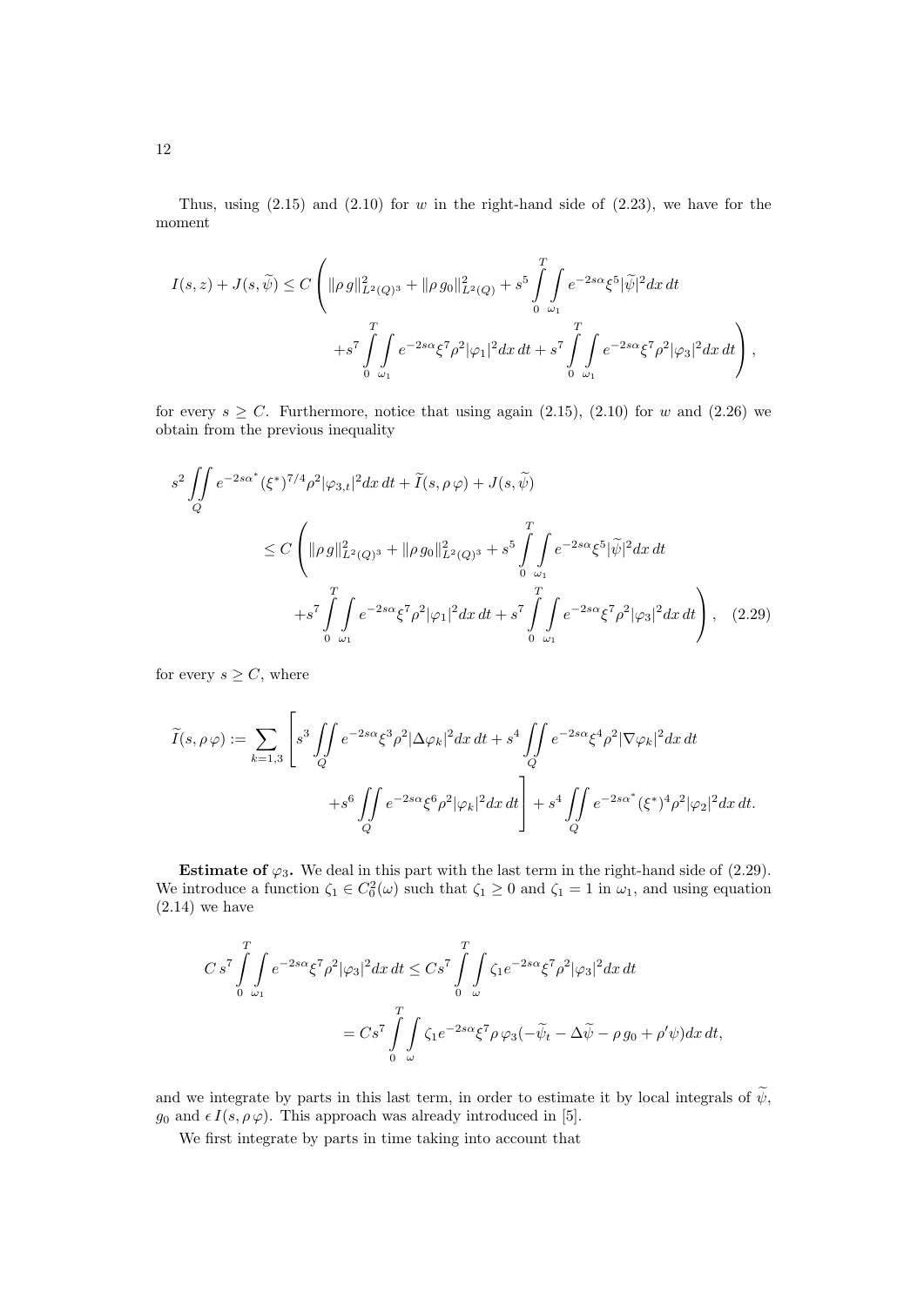Thus, using (2.15) and (2.10) for $w$ in the right-hand side of (2.23), we have for the moment

$$
I(s,z) + J(s,\widetilde{\psi}) \le C\left( \|\rho\, g\|^2_{L^2(Q)^3} + \|\rho\, g_0\|^2_{L^2(Q)} + s^5 \int_0^T\!\!\int_{\omega_1} e^{-2s\alpha}\xi^5 |\widetilde{\psi}|^2 dx\, dt \right.
$$
$$
\left. + s^7 \int_0^T\!\!\int_{\omega_1} e^{-2s\alpha}\xi^7\rho^2|\varphi_1|^2 dx\, dt + s^7 \int_0^T\!\!\int_{\omega_1} e^{-2s\alpha}\xi^7\rho^2|\varphi_3|^2 dx\, dt \right),
$$

for every $s \ge C$. Furthermore, notice that using again (2.15), (2.10) for $w$ and (2.26) we obtain from the previous inequality

$$
s^2 \iint_Q e^{-2s\alpha^*}(\xi^*)^{7/4}\rho^2|\varphi_{3,t}|^2 dx\, dt + \widetilde{I}(s,\rho\,\varphi) + J(s,\widetilde{\psi})
$$
$$
\le C\left( \|\rho\, g\|^2_{L^2(Q)^3} + \|\rho\, g_0\|^2_{L^2(Q)^3} + s^5 \int_0^T\!\!\int_{\omega_1} e^{-2s\alpha}\xi^5 |\widetilde{\psi}|^2 dx\, dt \right.
$$
$$
\left. + s^7 \int_0^T\!\!\int_{\omega_1} e^{-2s\alpha}\xi^7\rho^2|\varphi_1|^2 dx\, dt + s^7 \int_0^T\!\!\int_{\omega_1} e^{-2s\alpha}\xi^7\rho^2|\varphi_3|^2 dx\, dt \right), \quad (2.29)
$$

for every $s \ge C$, where

$$
\widetilde{I}(s,\rho\,\varphi) := \sum_{k=1,3}\left[ s^3 \iint_Q e^{-2s\alpha}\xi^3\rho^2|\Delta\varphi_k|^2 dx\, dt + s^4 \iint_Q e^{-2s\alpha}\xi^4\rho^2|\nabla\varphi_k|^2 dx\, dt \right.
$$
$$
\left. + s^6 \iint_Q e^{-2s\alpha}\xi^6\rho^2|\varphi_k|^2 dx\, dt \right] + s^4 \iint_Q e^{-2s\alpha^*}(\xi^*)^4\rho^2|\varphi_2|^2 dx\, dt.
$$

**Estimate of $\varphi_3$.** We deal in this part with the last term in the right-hand side of (2.29). We introduce a function $\zeta_1 \in C_0^2(\omega)$ such that $\zeta_1 \ge 0$ and $\zeta_1 = 1$ in $\omega_1$, and using equation (2.14) we have

$$
C\, s^7 \int_0^T\!\!\int_{\omega_1} e^{-2s\alpha}\xi^7\rho^2|\varphi_3|^2 dx\, dt \le C s^7 \int_0^T\!\!\int_{\omega} \zeta_1 e^{-2s\alpha}\xi^7\rho^2|\varphi_3|^2 dx\, dt
$$
$$
= C s^7 \int_0^T\!\!\int_{\omega} \zeta_1 e^{-2s\alpha}\xi^7\rho\,\varphi_3(-\widetilde{\psi}_t - \Delta\widetilde{\psi} - \rho\, g_0 + \rho'\psi) dx\, dt,
$$

and we integrate by parts in this last term, in order to estimate it by local integrals of $\widetilde{\psi}$, $g_0$ and $\epsilon\, I(s,\rho\,\varphi)$. This approach was already introduced in [5].

We first integrate by parts in time taking into account that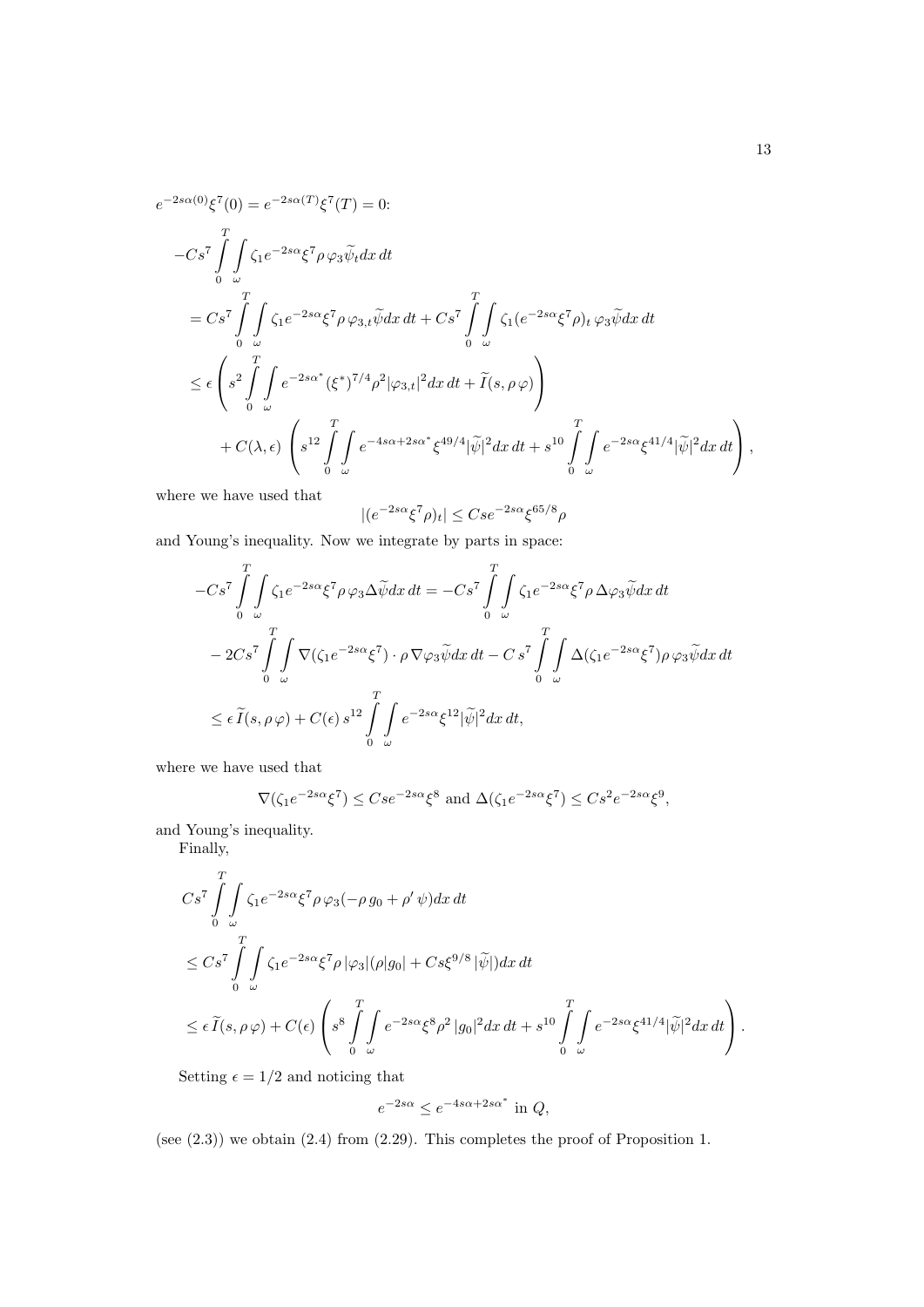$e^{-2s\alpha(0)}\xi^7(0) = e^{-2s\alpha(T)}\xi^7(T) = 0$:

$$
\begin{aligned}
&-Cs^7 \int_0^T \int_\omega \zeta_1 e^{-2s\alpha} \xi^7 \rho\, \varphi_3 \widetilde{\psi}_t dx\, dt \\
&= Cs^7 \int_0^T \int_\omega \zeta_1 e^{-2s\alpha} \xi^7 \rho\, \varphi_{3,t} \widetilde{\psi} dx\, dt + Cs^7 \int_0^T \int_\omega \zeta_1 (e^{-2s\alpha}\xi^7 \rho)_t\, \varphi_3 \widetilde{\psi} dx\, dt \\
&\leq \epsilon \left( s^2 \int_0^T \int_\omega e^{-2s\alpha^*} (\xi^*)^{7/4} \rho^2 |\varphi_{3,t}|^2 dx\, dt + \widetilde{I}(s, \rho\, \varphi) \right) \\
&\quad + C(\lambda, \epsilon) \left( s^{12} \int_0^T \int_\omega e^{-4s\alpha + 2s\alpha^*} \xi^{49/4} |\widetilde{\psi}|^2 dx\, dt + s^{10} \int_0^T \int_\omega e^{-2s\alpha} \xi^{41/4} |\widetilde{\psi}|^2 dx\, dt \right),
\end{aligned}
$$

where we have used that

$$
|(e^{-2s\alpha}\xi^7 \rho)_t| \leq Cs e^{-2s\alpha} \xi^{65/8} \rho
$$

and Young's inequality. Now we integrate by parts in space:

$$
\begin{aligned}
&-Cs^7 \int_0^T \int_\omega \zeta_1 e^{-2s\alpha} \xi^7 \rho\, \varphi_3 \Delta \widetilde{\psi} dx\, dt = -Cs^7 \int_0^T \int_\omega \zeta_1 e^{-2s\alpha} \xi^7 \rho\, \Delta\varphi_3 \widetilde{\psi} dx\, dt \\
&- 2Cs^7 \int_0^T \int_\omega \nabla(\zeta_1 e^{-2s\alpha} \xi^7) \cdot \rho\, \nabla\varphi_3 \widetilde{\psi} dx\, dt - C\, s^7 \int_0^T \int_\omega \Delta(\zeta_1 e^{-2s\alpha}\xi^7) \rho\, \varphi_3 \widetilde{\psi} dx\, dt \\
&\leq \epsilon\, \widetilde{I}(s, \rho\, \varphi) + C(\epsilon)\, s^{12} \int_0^T \int_\omega e^{-2s\alpha} \xi^{12} |\widetilde{\psi}|^2 dx\, dt,
\end{aligned}
$$

where we have used that

$$
\nabla(\zeta_1 e^{-2s\alpha}\xi^7) \leq Cs e^{-2s\alpha}\xi^8 \text{ and } \Delta(\zeta_1 e^{-2s\alpha}\xi^7) \leq Cs^2 e^{-2s\alpha}\xi^9,
$$

and Young's inequality.

Finally,

$$
\begin{aligned}
&Cs^7 \int_0^T \int_\omega \zeta_1 e^{-2s\alpha} \xi^7 \rho\, \varphi_3 (-\rho\, g_0 + \rho'\, \psi) dx\, dt \\
&\leq Cs^7 \int_0^T \int_\omega \zeta_1 e^{-2s\alpha} \xi^7 \rho\, |\varphi_3| (\rho |g_0| + Cs\xi^{9/8}\, |\widetilde{\psi}|) dx\, dt \\
&\leq \epsilon\, \widetilde{I}(s, \rho\, \varphi) + C(\epsilon) \left( s^8 \int_0^T \int_\omega e^{-2s\alpha} \xi^8 \rho^2\, |g_0|^2 dx\, dt + s^{10} \int_0^T \int_\omega e^{-2s\alpha} \xi^{41/4} |\widetilde{\psi}|^2 dx\, dt \right).
\end{aligned}
$$

Setting $\epsilon = 1/2$ and noticing that

$$
e^{-2s\alpha} \leq e^{-4s\alpha + 2s\alpha^*} \text{ in } Q,
$$

(see (2.3)) we obtain (2.4) from (2.29). This completes the proof of Proposition 1.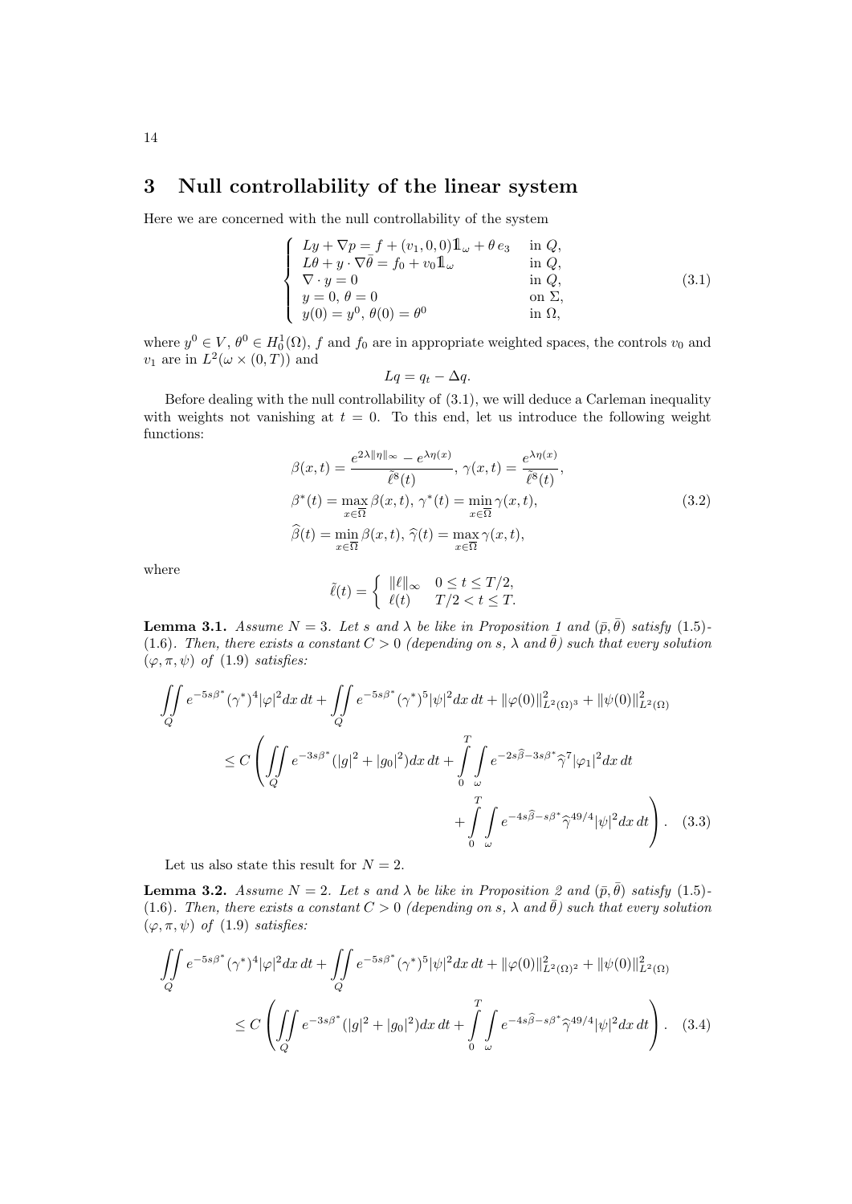## 3 Null controllability of the linear system

Here we are concerned with the null controllability of the system

$$
\begin{cases}
Ly + \nabla p = f + (v_1, 0, 0)\mathbb{1}_\omega + \theta\, e_3 & \text{in } Q,\\
L\theta + y \cdot \nabla \bar{\theta} = f_0 + v_0 \mathbb{1}_\omega & \text{in } Q,\\
\nabla \cdot y = 0 & \text{in } Q,\\
y = 0,\, \theta = 0 & \text{on } \Sigma,\\
y(0) = y^0,\, \theta(0) = \theta^0 & \text{in } \Omega,
\end{cases}
\tag{3.1}
$$

where $y^0 \in V$, $\theta^0 \in H_0^1(\Omega)$, $f$ and $f_0$ are in appropriate weighted spaces, the controls $v_0$ and $v_1$ are in $L^2(\omega \times (0,T))$ and

$$
Lq = q_t - \Delta q.
$$

Before dealing with the null controllability of (3.1), we will deduce a Carleman inequality with weights not vanishing at $t = 0$. To this end, let us introduce the following weight functions:

$$
\begin{aligned}
&\beta(x,t) = \frac{e^{2\lambda\|\eta\|_\infty} - e^{\lambda\eta(x)}}{\tilde{\ell}^8(t)},\ \gamma(x,t) = \frac{e^{\lambda\eta(x)}}{\tilde{\ell}^8(t)},\\
&\beta^*(t) = \max_{x\in\overline{\Omega}} \beta(x,t),\ \gamma^*(t) = \min_{x\in\overline{\Omega}} \gamma(x,t),\\
&\widehat{\beta}(t) = \min_{x\in\overline{\Omega}} \beta(x,t),\ \widehat{\gamma}(t) = \max_{x\in\overline{\Omega}} \gamma(x,t),
\end{aligned}
\tag{3.2}
$$

where

$$
\tilde{\ell}(t) = \begin{cases} \|\ell\|_\infty & 0 \le t \le T/2,\\ \ell(t) & T/2 < t \le T.\end{cases}
$$

**Lemma 3.1.** *Assume $N = 3$. Let $s$ and $\lambda$ be like in Proposition 1 and $(\bar{p}, \bar{\theta})$ satisfy (1.5)-(1.6). Then, there exists a constant $C > 0$ (depending on $s$, $\lambda$ and $\bar{\theta}$) such that every solution $(\varphi, \pi, \psi)$ of (1.9) satisfies:*

$$
\begin{aligned}
\iint_Q e^{-5s\beta^*}(\gamma^*)^4|\varphi|^2 dx\,dt &+ \iint_Q e^{-5s\beta^*}(\gamma^*)^5|\psi|^2 dx\,dt + \|\varphi(0)\|^2_{L^2(\Omega)^3} + \|\psi(0)\|^2_{L^2(\Omega)}\\
\le C \Bigg( &\iint_Q e^{-3s\beta^*}(|g|^2 + |g_0|^2) dx\,dt + \int_0^T\!\!\int_\omega e^{-2s\widehat{\beta} - 3s\beta^*}\widehat{\gamma}^7|\varphi_1|^2 dx\,dt\\
&+ \int_0^T\!\!\int_\omega e^{-4s\widehat{\beta} - s\beta^*}\widehat{\gamma}^{49/4}|\psi|^2 dx\,dt \Bigg).
\end{aligned}
\tag{3.3}
$$

Let us also state this result for $N = 2$.

**Lemma 3.2.** *Assume $N = 2$. Let $s$ and $\lambda$ be like in Proposition 2 and $(\bar{p}, \bar{\theta})$ satisfy (1.5)-(1.6). Then, there exists a constant $C > 0$ (depending on $s$, $\lambda$ and $\bar{\theta}$) such that every solution $(\varphi, \pi, \psi)$ of (1.9) satisfies:*

$$
\begin{aligned}
\iint_Q e^{-5s\beta^*}(\gamma^*)^4|\varphi|^2 dx\,dt &+ \iint_Q e^{-5s\beta^*}(\gamma^*)^5|\psi|^2 dx\,dt + \|\varphi(0)\|^2_{L^2(\Omega)^2} + \|\psi(0)\|^2_{L^2(\Omega)}\\
\le C \Bigg( &\iint_Q e^{-3s\beta^*}(|g|^2 + |g_0|^2) dx\,dt + \int_0^T\!\!\int_\omega e^{-4s\widehat{\beta} - s\beta^*}\widehat{\gamma}^{49/4}|\psi|^2 dx\,dt \Bigg).
\end{aligned}
\tag{3.4}
$$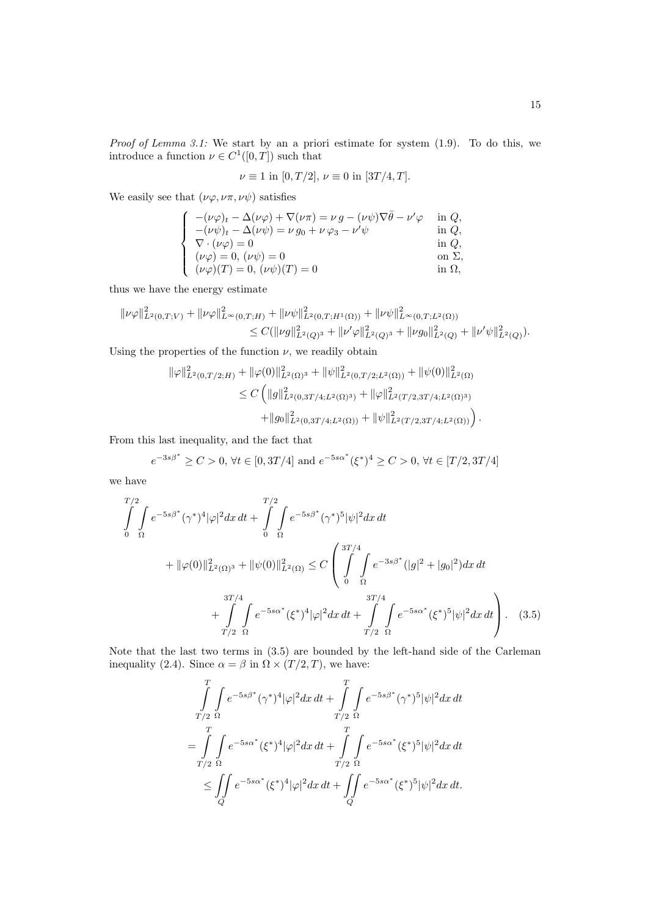*Proof of Lemma 3.1:* We start by an a priori estimate for system (1.9). To do this, we introduce a function $\nu \in C^1([0,T])$ such that

$$\nu \equiv 1 \text{ in } [0, T/2],\ \nu \equiv 0 \text{ in } [3T/4, T].$$

We easily see that $(\nu\varphi, \nu\pi, \nu\psi)$ satisfies

$$\begin{cases} -(\nu\varphi)_t - \Delta(\nu\varphi) + \nabla(\nu\pi) = \nu\, g - (\nu\psi)\nabla\bar{\theta} - \nu'\varphi & \text{in } Q, \\ -(\nu\psi)_t - \Delta(\nu\psi) = \nu\, g_0 + \nu\, \varphi_3 - \nu'\psi & \text{in } Q, \\ \nabla\cdot(\nu\varphi) = 0 & \text{in } Q, \\ (\nu\varphi) = 0,\ (\nu\psi) = 0 & \text{on } \Sigma, \\ (\nu\varphi)(T) = 0,\ (\nu\psi)(T) = 0 & \text{in } \Omega, \end{cases}$$

thus we have the energy estimate

$$\begin{aligned} \|\nu\varphi\|^2_{L^2(0,T;V)} + \|\nu\varphi\|^2_{L^\infty(0,T;H)} + \|\nu\psi\|^2_{L^2(0,T;H^1(\Omega))} + \|\nu\psi\|^2_{L^\infty(0,T;L^2(\Omega))} \\ \leq C(\|\nu g\|^2_{L^2(Q)^3} + \|\nu'\varphi\|^2_{L^2(Q)^3} + \|\nu g_0\|^2_{L^2(Q)} + \|\nu'\psi\|^2_{L^2(Q)}). \end{aligned}$$

Using the properties of the function $\nu$, we readily obtain

$$\begin{aligned} \|\varphi\|^2_{L^2(0,T/2;H)} + \|\varphi(0)\|^2_{L^2(\Omega)^3} + \|\psi\|^2_{L^2(0,T/2;L^2(\Omega))} + \|\psi(0)\|^2_{L^2(\Omega)} \\ \leq C\Big(\|g\|^2_{L^2(0,3T/4;L^2(\Omega)^3)} + \|\varphi\|^2_{L^2(T/2,3T/4;L^2(\Omega)^3)} \\ + \|g_0\|^2_{L^2(0,3T/4;L^2(\Omega))} + \|\psi\|^2_{L^2(T/2,3T/4;L^2(\Omega))}\Big). \end{aligned}$$

From this last inequality, and the fact that

$$e^{-3s\beta^*} \geq C > 0,\ \forall t \in [0, 3T/4] \text{ and } e^{-5s\alpha^*}(\xi^*)^4 \geq C > 0,\ \forall t \in [T/2, 3T/4]$$

we have

$$\begin{aligned} \int_0^{T/2}\!\!\int_\Omega e^{-5s\beta^*}(\gamma^*)^4|\varphi|^2 dx\, dt + \int_0^{T/2}\!\!\int_\Omega e^{-5s\beta^*}(\gamma^*)^5|\psi|^2 dx\, dt \\ + \|\varphi(0)\|^2_{L^2(\Omega)^3} + \|\psi(0)\|^2_{L^2(\Omega)} \leq C\left(\int_0^{3T/4}\!\!\int_\Omega e^{-3s\beta^*}(|g|^2 + |g_0|^2) dx\, dt \right. \\ \left. + \int_{T/2}^{3T/4}\!\!\int_\Omega e^{-5s\alpha^*}(\xi^*)^4|\varphi|^2 dx\, dt + \int_{T/2}^{3T/4}\!\!\int_\Omega e^{-5s\alpha^*}(\xi^*)^5|\psi|^2 dx\, dt\right). \quad (3.5) \end{aligned}$$

Note that the last two terms in (3.5) are bounded by the left-hand side of the Carleman inequality (2.4). Since $\alpha = \beta$ in $\Omega \times (T/2, T)$, we have:

$$\begin{aligned} &\int_{T/2}^{T}\!\!\int_\Omega e^{-5s\beta^*}(\gamma^*)^4|\varphi|^2 dx\, dt + \int_{T/2}^{T}\!\!\int_\Omega e^{-5s\beta^*}(\gamma^*)^5|\psi|^2 dx\, dt \\ = &\int_{T/2}^{T}\!\!\int_\Omega e^{-5s\alpha^*}(\xi^*)^4|\varphi|^2 dx\, dt + \int_{T/2}^{T}\!\!\int_\Omega e^{-5s\alpha^*}(\xi^*)^5|\psi|^2 dx\, dt \\ \leq &\iint_Q e^{-5s\alpha^*}(\xi^*)^4|\varphi|^2 dx\, dt + \iint_Q e^{-5s\alpha^*}(\xi^*)^5|\psi|^2 dx\, dt. \end{aligned}$$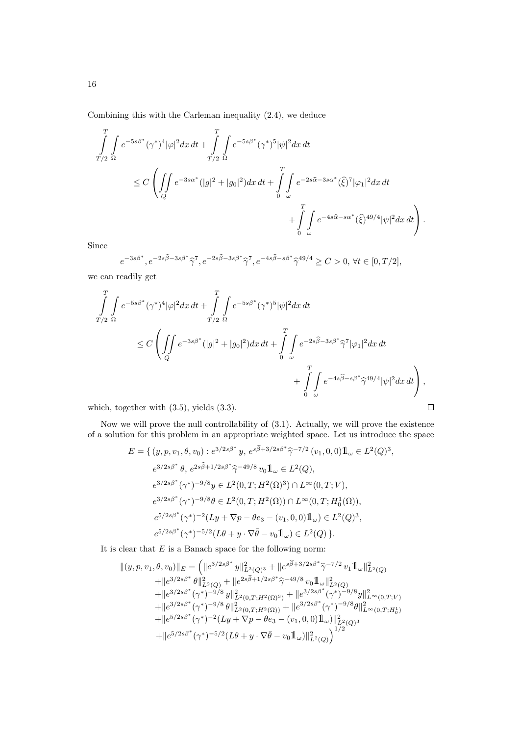Combining this with the Carleman inequality (2.4), we deduce

$$
\begin{aligned}
&\int_{T/2}^{T}\int_{\Omega} e^{-5s\beta^*}(\gamma^*)^4|\varphi|^2 dx\,dt + \int_{T/2}^{T}\int_{\Omega} e^{-5s\beta^*}(\gamma^*)^5|\psi|^2 dx\,dt \\
&\qquad \le C\left( \iint_Q e^{-3s\alpha^*}(|g|^2+|g_0|^2)dx\,dt + \int_0^T\int_\omega e^{-2s\widehat{\alpha}-3s\alpha^*}(\widehat{\xi})^7|\varphi_1|^2 dx\,dt \right. \\
&\qquad\qquad\qquad \left. + \int_0^T\int_\omega e^{-4s\widehat{\alpha}-s\alpha^*}(\widehat{\xi})^{49/4}|\psi|^2 dx\,dt \right).
\end{aligned}
$$

Since

$$
e^{-3s\beta^*}, e^{-2s\widehat{\beta}-3s\beta^*}\widehat{\gamma}^7, e^{-2s\widehat{\beta}-3s\beta^*}\widehat{\gamma}^7, e^{-4s\widehat{\beta}-s\beta^*}\widehat{\gamma}^{49/4} \ge C > 0,\ \forall t\in[0,T/2],
$$

we can readily get

$$
\begin{aligned}
&\int_{T/2}^{T}\int_{\Omega} e^{-5s\beta^*}(\gamma^*)^4|\varphi|^2 dx\,dt + \int_{T/2}^{T}\int_{\Omega} e^{-5s\beta^*}(\gamma^*)^5|\psi|^2 dx\,dt \\
&\qquad \le C\left( \iint_Q e^{-3s\beta^*}(|g|^2+|g_0|^2)dx\,dt + \int_0^T\int_\omega e^{-2s\widehat{\beta}-3s\beta^*}\widehat{\gamma}^7|\varphi_1|^2 dx\,dt \right. \\
&\qquad\qquad\qquad \left. + \int_0^T\int_\omega e^{-4s\widehat{\beta}-s\beta^*}\widehat{\gamma}^{49/4}|\psi|^2 dx\,dt \right),
\end{aligned}
$$

which, together with (3.5), yields (3.3). $\square$

Now we will prove the null controllability of (3.1). Actually, we will prove the existence of a solution for this problem in an appropriate weighted space. Let us introduce the space

$$
\begin{aligned}
E = \{\, &(y,p,v_1,\theta,v_0) : e^{3/2s\beta^*}\,y,\ e^{s\widehat{\beta}+3/2s\beta^*}\widehat{\gamma}^{-7/2}\,(v_1,0,0)1\!\!1_\omega \in L^2(Q)^3, \\
&e^{3/2s\beta^*}\,\theta,\ e^{2s\widehat{\beta}+1/2s\beta^*}\widehat{\gamma}^{-49/8}\,v_0 1\!\!1_\omega \in L^2(Q), \\
&e^{3/2s\beta^*}(\gamma^*)^{-9/8}y \in L^2(0,T;H^2(\Omega)^3)\cap L^\infty(0,T;V), \\
&e^{3/2s\beta^*}(\gamma^*)^{-9/8}\theta \in L^2(0,T;H^2(\Omega))\cap L^\infty(0,T;H_0^1(\Omega)), \\
&e^{5/2s\beta^*}(\gamma^*)^{-2}(Ly+\nabla p-\theta e_3-(v_1,0,0)1\!\!1_\omega) \in L^2(Q)^3, \\
&e^{5/2s\beta^*}(\gamma^*)^{-5/2}(L\theta + y\cdot\nabla\bar{\theta} - v_0 1\!\!1_\omega) \in L^2(Q)\,\}.
\end{aligned}
$$

It is clear that $E$ is a Banach space for the following norm:

$$
\begin{aligned}
\|(y,p,v_1,\theta,v_0)\|_E = \Big( &\|e^{3/2s\beta^*}\,y\|^2_{L^2(Q)^3} + \|e^{s\widehat{\beta}+3/2s\beta^*}\widehat{\gamma}^{-7/2}\,v_1 1\!\!1_\omega\|^2_{L^2(Q)} \\
&+\|e^{3/2s\beta^*}\,\theta\|^2_{L^2(Q)} + \|e^{2s\widehat{\beta}+1/2s\beta^*}\widehat{\gamma}^{-49/8}\,v_0 1\!\!1_\omega\|^2_{L^2(Q)} \\
&+\|e^{3/2s\beta^*}(\gamma^*)^{-9/8}\,y\|^2_{L^2(0,T;H^2(\Omega)^3)} + \|e^{3/2s\beta^*}(\gamma^*)^{-9/8}y\|^2_{L^\infty(0,T;V)} \\
&+\|e^{3/2s\beta^*}(\gamma^*)^{-9/8}\,\theta\|^2_{L^2(0,T;H^2(\Omega))} + \|e^{3/2s\beta^*}(\gamma^*)^{-9/8}\theta\|^2_{L^\infty(0,T;H_0^1)} \\
&+\|e^{5/2s\beta^*}(\gamma^*)^{-2}(Ly+\nabla p-\theta e_3-(v_1,0,0)1\!\!1_\omega)\|^2_{L^2(Q)^3} \\
&+\|e^{5/2s\beta^*}(\gamma^*)^{-5/2}(L\theta+y\cdot\nabla\bar{\theta}-v_0 1\!\!1_\omega)\|^2_{L^2(Q)}\Big)^{1/2}
\end{aligned}
$$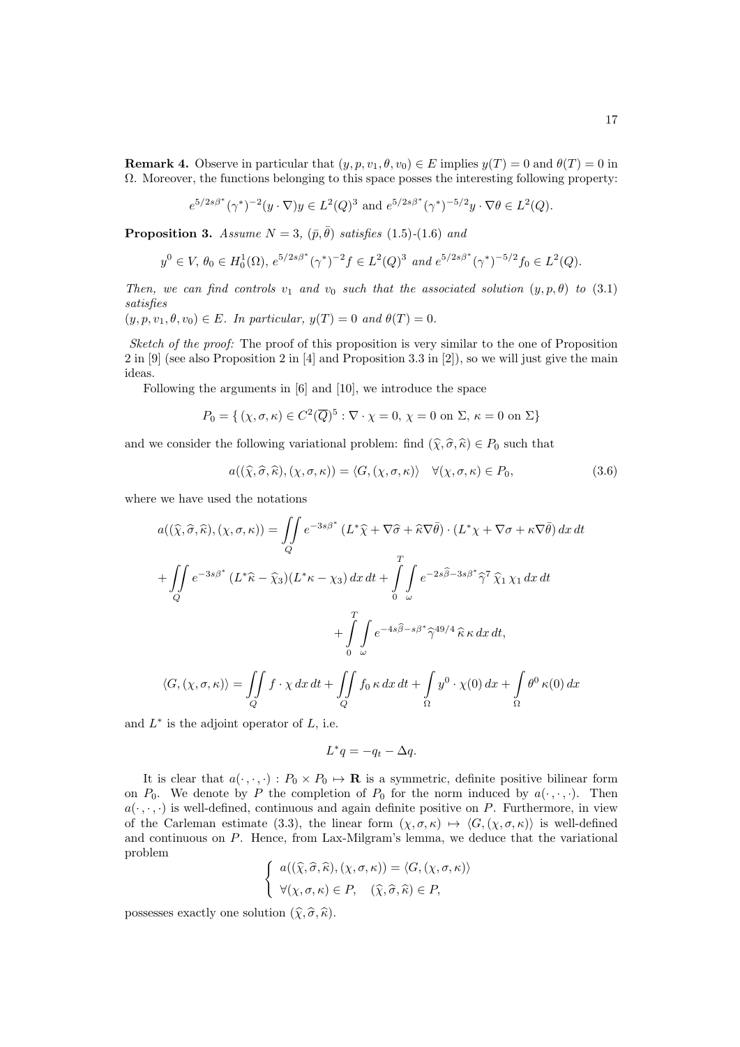**Remark 4.** Observe in particular that $(y, p, v_1, \theta, v_0) \in E$ implies $y(T) = 0$ and $\theta(T) = 0$ in $\Omega$. Moreover, the functions belonging to this space posses the interesting following property:

$$e^{5/2s\beta^*}(\gamma^*)^{-2}(y \cdot \nabla)y \in L^2(Q)^3 \text{ and } e^{5/2s\beta^*}(\gamma^*)^{-5/2} y \cdot \nabla\theta \in L^2(Q).$$

**Proposition 3.** *Assume $N = 3$, $(\bar{p}, \bar{\theta})$ satisfies* (1.5)-(1.6) *and*

$$y^0 \in V,\ \theta_0 \in H_0^1(\Omega),\ e^{5/2s\beta^*}(\gamma^*)^{-2} f \in L^2(Q)^3 \text{ and } e^{5/2s\beta^*}(\gamma^*)^{-5/2} f_0 \in L^2(Q).$$

*Then, we can find controls $v_1$ and $v_0$ such that the associated solution $(y, p, \theta)$ to* (3.1) *satisfies*
*$(y, p, v_1, \theta, v_0) \in E$. In particular, $y(T) = 0$ and $\theta(T) = 0$.*

*Sketch of the proof:* The proof of this proposition is very similar to the one of Proposition 2 in [9] (see also Proposition 2 in [4] and Proposition 3.3 in [2]), so we will just give the main ideas.

Following the arguments in [6] and [10], we introduce the space

$$P_0 = \{\, (\chi, \sigma, \kappa) \in C^2(\overline{Q})^5 : \nabla \cdot \chi = 0,\ \chi = 0 \text{ on } \Sigma,\ \kappa = 0 \text{ on } \Sigma \}$$

and we consider the following variational problem: find $(\widehat{\chi}, \widehat{\sigma}, \widehat{\kappa}) \in P_0$ such that

$$a((\widehat{\chi}, \widehat{\sigma}, \widehat{\kappa}), (\chi, \sigma, \kappa)) = \langle G, (\chi, \sigma, \kappa) \rangle \quad \forall (\chi, \sigma, \kappa) \in P_0, \tag{3.6}$$

where we have used the notations

$$a((\widehat{\chi}, \widehat{\sigma}, \widehat{\kappa}), (\chi, \sigma, \kappa)) = \iint\limits_Q e^{-3s\beta^*} \, (L^* \widehat{\chi} + \nabla \widehat{\sigma} + \widehat{\kappa} \nabla \bar{\theta}) \cdot (L^* \chi + \nabla \sigma + \kappa \nabla \bar{\theta}) \, dx \, dt$$

$$+ \iint\limits_Q e^{-3s\beta^*} \, (L^* \widehat{\kappa} - \widehat{\chi}_3)(L^* \kappa - \chi_3) \, dx \, dt + \int_0^T \int_\omega e^{-2s\widehat{\beta} - 3s\beta^*} \widehat{\gamma}^7 \, \widehat{\chi}_1 \, \chi_1 \, dx \, dt$$

$$+ \int_0^T \int_\omega e^{-4s\widehat{\beta} - s\beta^*} \widehat{\gamma}^{49/4} \, \widehat{\kappa} \, \kappa \, dx \, dt,$$

$$\langle G, (\chi, \sigma, \kappa) \rangle = \iint\limits_Q f \cdot \chi \, dx \, dt + \iint\limits_Q f_0 \, \kappa \, dx \, dt + \int_\Omega y^0 \cdot \chi(0) \, dx + \int_\Omega \theta^0 \, \kappa(0) \, dx$$

and $L^*$ is the adjoint operator of $L$, i.e.

$$L^* q = -q_t - \Delta q.$$

It is clear that $a(\cdot, \cdot, \cdot) : P_0 \times P_0 \mapsto \mathbf{R}$ is a symmetric, definite positive bilinear form on $P_0$. We denote by $P$ the completion of $P_0$ for the norm induced by $a(\cdot, \cdot, \cdot)$. Then $a(\cdot, \cdot, \cdot)$ is well-defined, continuous and again definite positive on $P$. Furthermore, in view of the Carleman estimate (3.3), the linear form $(\chi, \sigma, \kappa) \mapsto \langle G, (\chi, \sigma, \kappa) \rangle$ is well-defined and continuous on $P$. Hence, from Lax-Milgram's lemma, we deduce that the variational problem

$$\begin{cases} a((\widehat{\chi}, \widehat{\sigma}, \widehat{\kappa}), (\chi, \sigma, \kappa)) = \langle G, (\chi, \sigma, \kappa) \rangle \\ \forall (\chi, \sigma, \kappa) \in P, \quad (\widehat{\chi}, \widehat{\sigma}, \widehat{\kappa}) \in P, \end{cases}$$

possesses exactly one solution $(\widehat{\chi}, \widehat{\sigma}, \widehat{\kappa})$.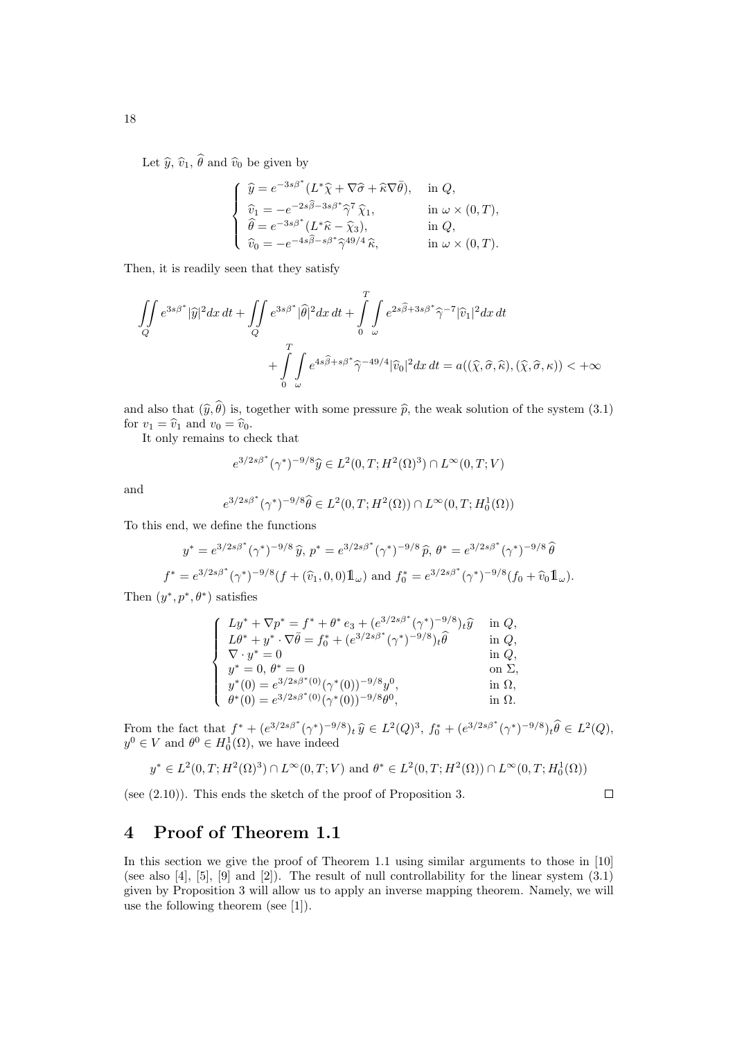Let $\widehat{y}$, $\widehat{v}_1$, $\widehat{\theta}$ and $\widehat{v}_0$ be given by

$$
\begin{cases}
\widehat{y} = e^{-3s\beta^*}(L^*\widehat{\chi} + \nabla\widehat{\sigma} + \widehat{\kappa}\nabla\bar{\theta}), & \text{in } Q,\\
\widehat{v}_1 = -e^{-2s\widehat{\beta}-3s\beta^*}\widehat{\gamma}^7\,\widehat{\chi}_1, & \text{in } \omega\times(0,T),\\
\widehat{\theta} = e^{-3s\beta^*}(L^*\widehat{\kappa} - \widehat{\chi}_3), & \text{in } Q,\\
\widehat{v}_0 = -e^{-4s\widehat{\beta}-s\beta^*}\widehat{\gamma}^{49/4}\,\widehat{\kappa}, & \text{in } \omega\times(0,T).
\end{cases}
$$

Then, it is readily seen that they satisfy

$$
\iint\limits_Q e^{3s\beta^*}|\widehat{y}|^2 dx\,dt + \iint\limits_Q e^{3s\beta^*}|\widehat{\theta}|^2 dx\,dt + \int_0^T\!\!\int_\omega e^{2s\widehat{\beta}+3s\beta^*}\widehat{\gamma}^{-7}|\widehat{v}_1|^2 dx\,dt
$$
$$
+ \int_0^T\!\!\int_\omega e^{4s\widehat{\beta}+s\beta^*}\widehat{\gamma}^{-49/4}|\widehat{v}_0|^2 dx\,dt = a((\widehat{\chi},\widehat{\sigma},\widehat{\kappa}),(\widehat{\chi},\widehat{\sigma},\kappa)) < +\infty
$$

and also that $(\widehat{y},\widehat{\theta})$ is, together with some pressure $\widehat{p}$, the weak solution of the system (3.1) for $v_1 = \widehat{v}_1$ and $v_0 = \widehat{v}_0$.

It only remains to check that

$$
e^{3/2s\beta^*}(\gamma^*)^{-9/8}\widehat{y} \in L^2(0,T;H^2(\Omega)^3) \cap L^\infty(0,T;V)
$$

and

$$
e^{3/2s\beta^*}(\gamma^*)^{-9/8}\widehat{\theta} \in L^2(0,T;H^2(\Omega)) \cap L^\infty(0,T;H_0^1(\Omega))
$$

To this end, we define the functions

$$
y^* = e^{3/2s\beta^*}(\gamma^*)^{-9/8}\,\widehat{y},\; p^* = e^{3/2s\beta^*}(\gamma^*)^{-9/8}\,\widehat{p},\; \theta^* = e^{3/2s\beta^*}(\gamma^*)^{-9/8}\,\widehat{\theta}
$$

$$
f^* = e^{3/2s\beta^*}(\gamma^*)^{-9/8}(f + (\widehat{v}_1,0,0)1\!\!1_\omega) \text{ and } f_0^* = e^{3/2s\beta^*}(\gamma^*)^{-9/8}(f_0 + \widehat{v}_0 1\!\!1_\omega).
$$

Then $(y^*,p^*,\theta^*)$ satisfies

$$
\begin{cases}
Ly^* + \nabla p^* = f^* + \theta^*\,e_3 + (e^{3/2s\beta^*}(\gamma^*)^{-9/8})_t\widehat{y} & \text{in } Q,\\
L\theta^* + y^*\cdot\nabla\bar{\theta} = f_0^* + (e^{3/2s\beta^*}(\gamma^*)^{-9/8})_t\widehat{\theta} & \text{in } Q,\\
\nabla\cdot y^* = 0 & \text{in } Q,\\
y^* = 0,\; \theta^* = 0 & \text{on } \Sigma,\\
y^*(0) = e^{3/2s\beta^*(0)}(\gamma^*(0))^{-9/8}y^0, & \text{in } \Omega,\\
\theta^*(0) = e^{3/2s\beta^*(0)}(\gamma^*(0))^{-9/8}\theta^0, & \text{in } \Omega.
\end{cases}
$$

From the fact that $f^* + (e^{3/2s\beta^*}(\gamma^*)^{-9/8})_t\,\widehat{y} \in L^2(Q)^3$, $f_0^* + (e^{3/2s\beta^*}(\gamma^*)^{-9/8})_t\widehat{\theta} \in L^2(Q)$, $y^0 \in V$ and $\theta^0 \in H_0^1(\Omega)$, we have indeed

$$
y^* \in L^2(0,T;H^2(\Omega)^3) \cap L^\infty(0,T;V) \text{ and } \theta^* \in L^2(0,T;H^2(\Omega)) \cap L^\infty(0,T;H_0^1(\Omega))
$$

(see (2.10)). This ends the sketch of the proof of Proposition 3. $\square$

# 4 Proof of Theorem 1.1

In this section we give the proof of Theorem 1.1 using similar arguments to those in [10] (see also [4], [5], [9] and [2]). The result of null controllability for the linear system (3.1) given by Proposition 3 will allow us to apply an inverse mapping theorem. Namely, we will use the following theorem (see [1]).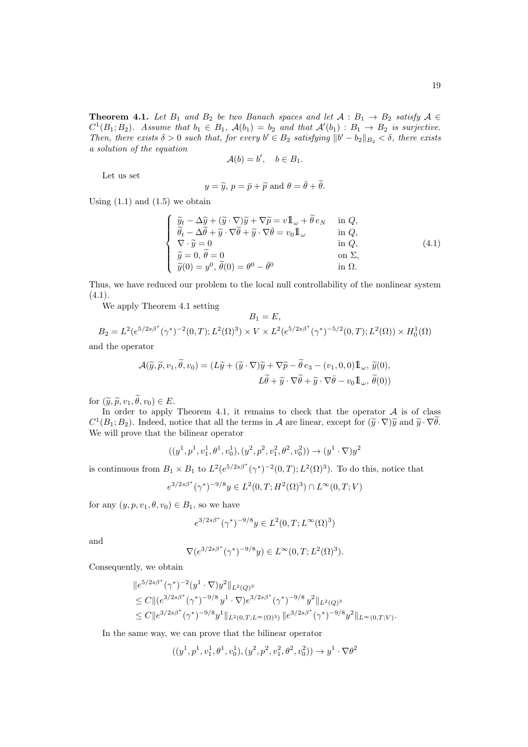**Theorem 4.1.** *Let $B_1$ and $B_2$ be two Banach spaces and let $\mathcal{A} : B_1 \to B_2$ satisfy $\mathcal{A} \in C^1(B_1; B_2)$. Assume that $b_1 \in B_1$, $\mathcal{A}(b_1) = b_2$ and that $\mathcal{A}'(b_1) : B_1 \to B_2$ is surjective. Then, there exists $\delta > 0$ such that, for every $b' \in B_2$ satisfying $\|b' - b_2\|_{B_2} < \delta$, there exists a solution of the equation*

$$\mathcal{A}(b) = b', \quad b \in B_1.$$

Let us set

$$y = \widetilde{y},\ p = \bar{p} + \widetilde{p} \text{ and } \theta = \bar{\theta} + \widetilde{\theta}.$$

Using (1.1) and (1.5) we obtain

$$\begin{cases} \widetilde{y}_t - \Delta\widetilde{y} + (\widetilde{y}\cdot\nabla)\widetilde{y} + \nabla\widetilde{p} = v1\!\!1_\omega + \widetilde{\theta}\, e_N & \text{in } Q, \\ \widetilde{\theta}_t - \Delta\widetilde{\theta} + \widetilde{y}\cdot\nabla\widetilde{\theta} + \widetilde{y}\cdot\nabla\bar{\theta} = v_0 1\!\!1_\omega & \text{in } Q, \\ \nabla\cdot\widetilde{y} = 0 & \text{in } Q, \\ \widetilde{y} = 0,\ \widetilde{\theta} = 0 & \text{on } \Sigma, \\ \widetilde{y}(0) = y^0,\ \widetilde{\theta}(0) = \theta^0 - \bar{\theta}^0 & \text{in } \Omega. \end{cases} \tag{4.1}$$

Thus, we have reduced our problem to the local null controllability of the nonlinear system (4.1).

We apply Theorem 4.1 setting

$$B_1 = E,$$

$$B_2 = L^2(e^{5/2s\beta^*}(\gamma^*)^{-2}(0,T); L^2(\Omega)^3) \times V \times L^2(e^{5/2s\beta^*}(\gamma^*)^{-5/2}(0,T); L^2(\Omega)) \times H_0^1(\Omega)$$

and the operator

$$\mathcal{A}(\widetilde{y}, \widetilde{p}, v_1, \widetilde{\theta}, v_0) = (L\widetilde{y} + (\widetilde{y}\cdot\nabla)\widetilde{y} + \nabla\widetilde{p} - \widetilde{\theta}\, e_3 - (v_1, 0, 0)1\!\!1_\omega,\ \widetilde{y}(0),$$
$$L\widetilde{\theta} + \widetilde{y}\cdot\nabla\widetilde{\theta} + \widetilde{y}\cdot\nabla\bar{\theta} - v_0 1\!\!1_\omega,\ \widetilde{\theta}(0))$$

for $(\widetilde{y}, \widetilde{p}, v_1, \widetilde{\theta}, v_0) \in E$.

In order to apply Theorem 4.1, it remains to check that the operator $\mathcal{A}$ is of class $C^1(B_1; B_2)$. Indeed, notice that all the terms in $\mathcal{A}$ are linear, except for $(\widetilde{y}\cdot\nabla)\widetilde{y}$ and $\widetilde{y}\cdot\nabla\widetilde{\theta}$. We will prove that the bilinear operator

$$((y^1, p^1, v_1^1, \theta^1, v_0^1), (y^2, p^2, v_1^2, \theta^2, v_0^2)) \to (y^1\cdot\nabla)y^2$$

is continuous from $B_1 \times B_1$ to $L^2(e^{5/2s\beta^*}(\gamma^*)^{-2}(0,T); L^2(\Omega)^3)$. To do this, notice that

$$e^{3/2s\beta^*}(\gamma^*)^{-9/8} y \in L^2(0,T; H^2(\Omega)^3) \cap L^\infty(0,T; V)$$

for any $(y, p, v_1, \theta, v_0) \in B_1$, so we have

$$e^{3/2s\beta^*}(\gamma^*)^{-9/8} y \in L^2(0,T; L^\infty(\Omega)^3)$$

and

$$\nabla(e^{3/2s\beta^*}(\gamma^*)^{-9/8} y) \in L^\infty(0,T; L^2(\Omega)^3).$$

Consequently, we obtain

$$\begin{aligned} &\|e^{5/2s\beta^*}(\gamma^*)^{-2}(y^1\cdot\nabla)y^2\|_{L^2(Q)^3} \\ &\le C\|(e^{3/2s\beta^*}(\gamma^*)^{-9/8}\, y^1\cdot\nabla)e^{3/2s\beta^*}(\gamma^*)^{-9/8}\, y^2\|_{L^2(Q)^3} \\ &\le C\|e^{3/2s\beta^*}(\gamma^*)^{-9/8} y^1\|_{L^2(0,T;L^\infty(\Omega)^3)}\, \|e^{3/2s\beta^*}(\gamma^*)^{-9/8} y^2\|_{L^\infty(0,T;V)}. \end{aligned}$$

In the same way, we can prove that the bilinear operator

$$((y^1, p^1, v_1^1, \theta^1, v_0^1), (y^2, p^2, v_1^2, \theta^2, v_0^2)) \to y^1\cdot\nabla\theta^2$$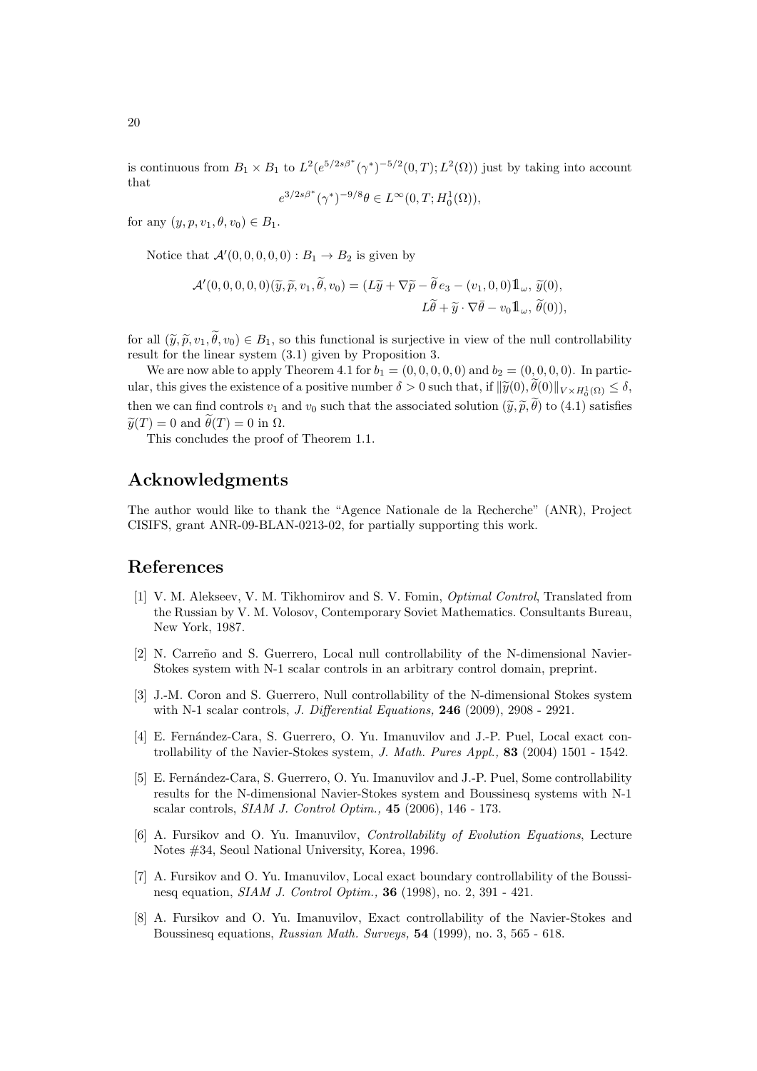is continuous from $B_1 \times B_1$ to $L^2(e^{5/2s\beta^*}(\gamma^*)^{-5/2}(0,T); L^2(\Omega))$ just by taking into account that

$$e^{3/2s\beta^*}(\gamma^*)^{-9/8}\theta \in L^\infty(0,T; H_0^1(\Omega)),$$

for any $(y, p, v_1, \theta, v_0) \in B_1$.

Notice that $\mathcal{A}'(0,0,0,0,0) : B_1 \to B_2$ is given by

$$\mathcal{A}'(0,0,0,0,0)(\widetilde{y}, \widetilde{p}, v_1, \widetilde{\theta}, v_0) = (L\widetilde{y} + \nabla\widetilde{p} - \widetilde{\theta}\, e_3 - (v_1, 0, 0)\mathbb{1}_\omega,\ \widetilde{y}(0),$$
$$L\widetilde{\theta} + \widetilde{y} \cdot \nabla\bar{\theta} - v_0\mathbb{1}_\omega,\ \widetilde{\theta}(0)),$$

for all $(\widetilde{y}, \widetilde{p}, v_1, \widetilde{\theta}, v_0) \in B_1$, so this functional is surjective in view of the null controllability result for the linear system (3.1) given by Proposition 3.

We are now able to apply Theorem 4.1 for $b_1 = (0,0,0,0,0)$ and $b_2 = (0,0,0,0)$. In particular, this gives the existence of a positive number $\delta > 0$ such that, if $\|\widetilde{y}(0), \widetilde{\theta}(0)\|_{V \times H_0^1(\Omega)} \leq \delta$, then we can find controls $v_1$ and $v_0$ such that the associated solution $(\widetilde{y}, \widetilde{p}, \widetilde{\theta})$ to (4.1) satisfies $\widetilde{y}(T) = 0$ and $\widetilde{\theta}(T) = 0$ in $\Omega$.

This concludes the proof of Theorem 1.1.

## Acknowledgments

The author would like to thank the "Agence Nationale de la Recherche" (ANR), Project CISIFS, grant ANR-09-BLAN-0213-02, for partially supporting this work.

## References

[1] V. M. Alekseev, V. M. Tikhomirov and S. V. Fomin, *Optimal Control*, Translated from the Russian by V. M. Volosov, Contemporary Soviet Mathematics. Consultants Bureau, New York, 1987.

[2] N. Carreño and S. Guerrero, Local null controllability of the N-dimensional Navier-Stokes system with N-1 scalar controls in an arbitrary control domain, preprint.

[3] J.-M. Coron and S. Guerrero, Null controllability of the N-dimensional Stokes system with N-1 scalar controls, *J. Differential Equations,* **246** (2009), 2908 - 2921.

[4] E. Fernández-Cara, S. Guerrero, O. Yu. Imanuvilov and J.-P. Puel, Local exact controllability of the Navier-Stokes system, *J. Math. Pures Appl.,* **83** (2004) 1501 - 1542.

[5] E. Fernández-Cara, S. Guerrero, O. Yu. Imanuvilov and J.-P. Puel, Some controllability results for the N-dimensional Navier-Stokes system and Boussinesq systems with N-1 scalar controls, *SIAM J. Control Optim.,* **45** (2006), 146 - 173.

[6] A. Fursikov and O. Yu. Imanuvilov, *Controllability of Evolution Equations*, Lecture Notes #34, Seoul National University, Korea, 1996.

[7] A. Fursikov and O. Yu. Imanuvilov, Local exact boundary controllability of the Boussinesq equation, *SIAM J. Control Optim.,* **36** (1998), no. 2, 391 - 421.

[8] A. Fursikov and O. Yu. Imanuvilov, Exact controllability of the Navier-Stokes and Boussinesq equations, *Russian Math. Surveys,* **54** (1999), no. 3, 565 - 618.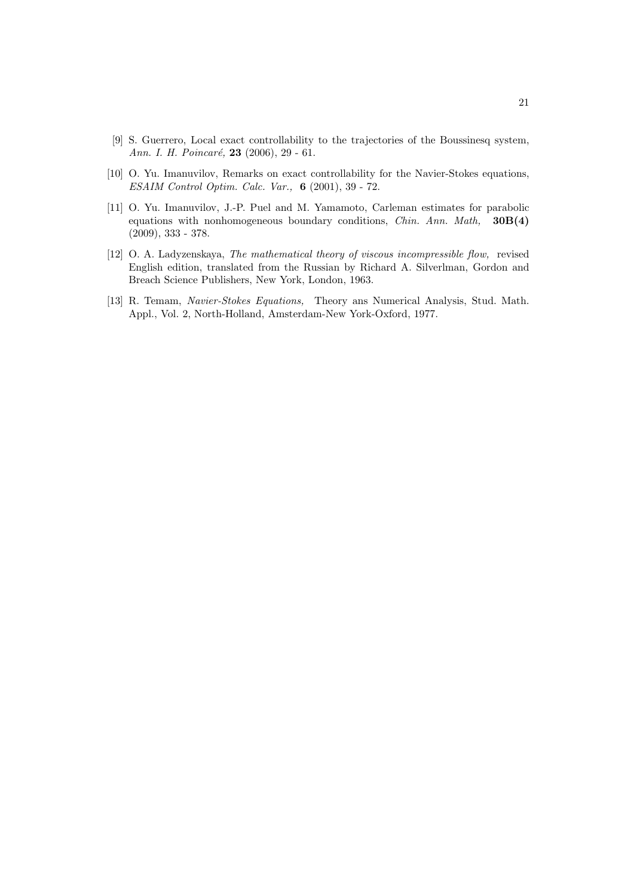[9] S. Guerrero, Local exact controllability to the trajectories of the Boussinesq system, *Ann. I. H. Poincaré,* **23** (2006), 29 - 61.

[10] O. Yu. Imanuvilov, Remarks on exact controllability for the Navier-Stokes equations, *ESAIM Control Optim. Calc. Var.,* **6** (2001), 39 - 72.

[11] O. Yu. Imanuvilov, J.-P. Puel and M. Yamamoto, Carleman estimates for parabolic equations with nonhomogeneous boundary conditions, *Chin. Ann. Math,* **30B(4)** (2009), 333 - 378.

[12] O. A. Ladyzenskaya, *The mathematical theory of viscous incompressible flow,* revised English edition, translated from the Russian by Richard A. Silverlman, Gordon and Breach Science Publishers, New York, London, 1963.

[13] R. Temam, *Navier-Stokes Equations,* Theory ans Numerical Analysis, Stud. Math. Appl., Vol. 2, North-Holland, Amsterdam-New York-Oxford, 1977.